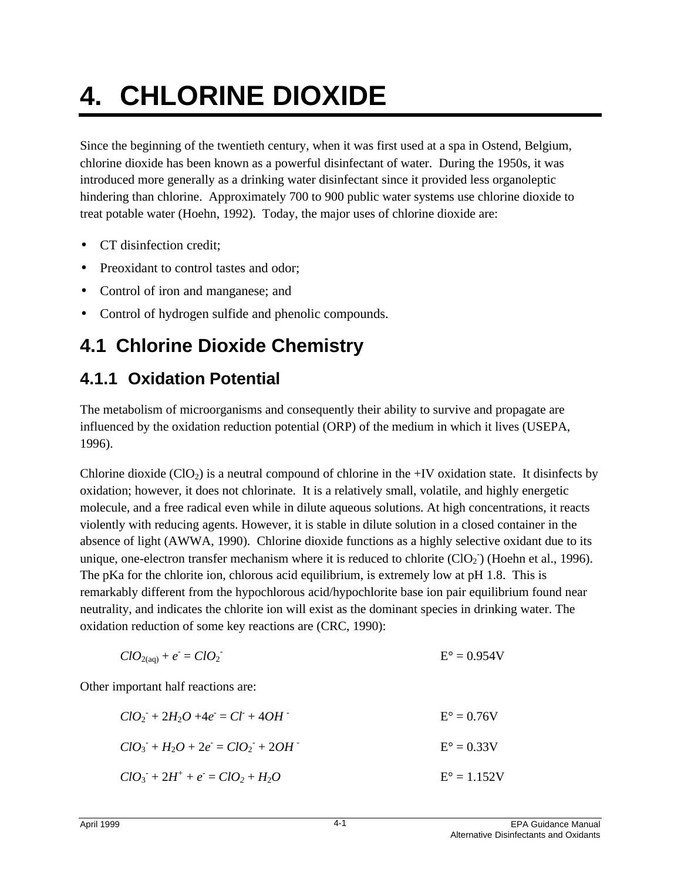# 4. CHLORINE DIOXIDE

Since the beginning of the twentieth century, when it was first used at a spa in Ostend, Belgium, chlorine dioxide has been known as a powerful disinfectant of water. During the 1950s, it was introduced more generally as a drinking water disinfectant since it provided less organoleptic hindering than chlorine. Approximately 700 to 900 public water systems use chlorine dioxide to treat potable water (Hoehn, 1992). Today, the major uses of chlorine dioxide are:

- CT disinfection credit;
- Preoxidant to control tastes and odor;
- Control of iron and manganese; and
- Control of hydrogen sulfide and phenolic compounds.

## 4.1 Chlorine Dioxide Chemistry

### 4.1.1 Oxidation Potential

The metabolism of microorganisms and consequently their ability to survive and propagate are influenced by the oxidation reduction potential (ORP) of the medium in which it lives (USEPA, 1996).

Chlorine dioxide ($ClO_2$) is a neutral compound of chlorine in the +IV oxidation state. It disinfects by oxidation; however, it does not chlorinate. It is a relatively small, volatile, and highly energetic molecule, and a free radical even while in dilute aqueous solutions. At high concentrations, it reacts violently with reducing agents. However, it is stable in dilute solution in a closed container in the absence of light (AWWA, 1990). Chlorine dioxide functions as a highly selective oxidant due to its unique, one-electron transfer mechanism where it is reduced to chlorite ($ClO_2^-$) (Hoehn et al., 1996). The pKa for the chlorite ion, chlorous acid equilibrium, is extremely low at pH 1.8. This is remarkably different from the hypochlorous acid/hypochlorite base ion pair equilibrium found near neutrality, and indicates the chlorite ion will exist as the dominant species in drinking water. The oxidation reduction of some key reactions are (CRC, 1990):

$$ClO_{2(aq)} + e^- = ClO_2^- \qquad E° = 0.954V$$

Other important half reactions are:

$$ClO_2^- + 2H_2O + 4e^- = Cl^- + 4OH^- \qquad E° = 0.76V$$

$$ClO_3^- + H_2O + 2e^- = ClO_2^- + 2OH^- \qquad E° = 0.33V$$

$$ClO_3^- + 2H^+ + e^- = ClO_2 + H_2O \qquad E° = 1.152V$$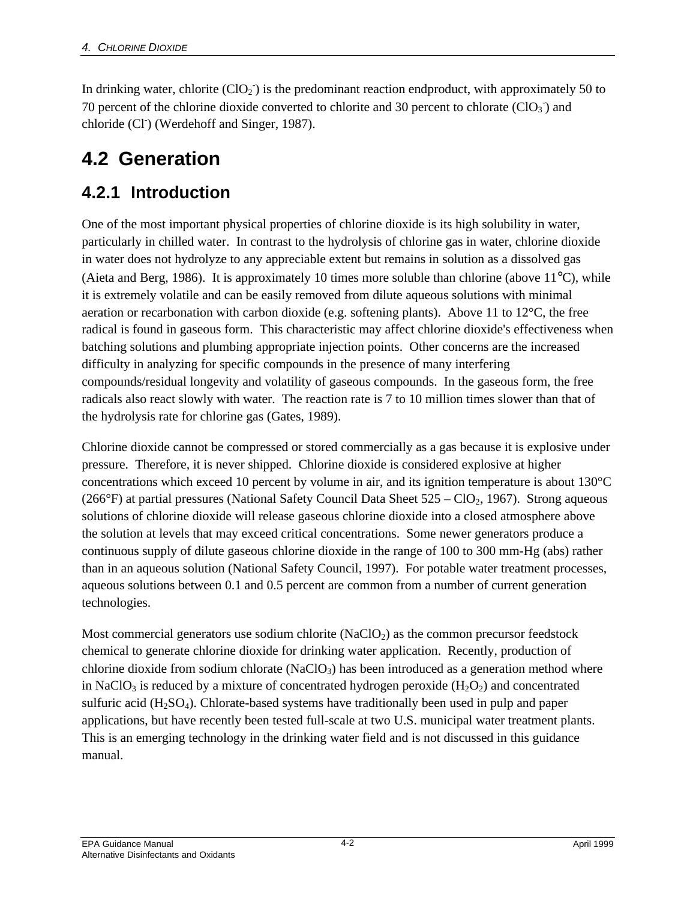In drinking water, chlorite ($ClO_2^-$) is the predominant reaction endproduct, with approximately 50 to 70 percent of the chlorine dioxide converted to chlorite and 30 percent to chlorate ($ClO_3^-$) and chloride ($Cl^-$) (Werdehoff and Singer, 1987).

## 4.2 Generation

### 4.2.1 Introduction

One of the most important physical properties of chlorine dioxide is its high solubility in water, particularly in chilled water. In contrast to the hydrolysis of chlorine gas in water, chlorine dioxide in water does not hydrolyze to any appreciable extent but remains in solution as a dissolved gas (Aieta and Berg, 1986). It is approximately 10 times more soluble than chlorine (above 11°C), while it is extremely volatile and can be easily removed from dilute aqueous solutions with minimal aeration or recarbonation with carbon dioxide (e.g. softening plants). Above 11 to 12°C, the free radical is found in gaseous form. This characteristic may affect chlorine dioxide's effectiveness when batching solutions and plumbing appropriate injection points. Other concerns are the increased difficulty in analyzing for specific compounds in the presence of many interfering compounds/residual longevity and volatility of gaseous compounds. In the gaseous form, the free radicals also react slowly with water. The reaction rate is 7 to 10 million times slower than that of the hydrolysis rate for chlorine gas (Gates, 1989).

Chlorine dioxide cannot be compressed or stored commercially as a gas because it is explosive under pressure. Therefore, it is never shipped. Chlorine dioxide is considered explosive at higher concentrations which exceed 10 percent by volume in air, and its ignition temperature is about 130°C (266°F) at partial pressures (National Safety Council Data Sheet 525 – $ClO_2$, 1967). Strong aqueous solutions of chlorine dioxide will release gaseous chlorine dioxide into a closed atmosphere above the solution at levels that may exceed critical concentrations. Some newer generators produce a continuous supply of dilute gaseous chlorine dioxide in the range of 100 to 300 mm-Hg (abs) rather than in an aqueous solution (National Safety Council, 1997). For potable water treatment processes, aqueous solutions between 0.1 and 0.5 percent are common from a number of current generation technologies.

Most commercial generators use sodium chlorite ($NaClO_2$) as the common precursor feedstock chemical to generate chlorine dioxide for drinking water application. Recently, production of chlorine dioxide from sodium chlorate ($NaClO_3$) has been introduced as a generation method where in $NaClO_3$ is reduced by a mixture of concentrated hydrogen peroxide ($H_2O_2$) and concentrated sulfuric acid ($H_2SO_4$). Chlorate-based systems have traditionally been used in pulp and paper applications, but have recently been tested full-scale at two U.S. municipal water treatment plants. This is an emerging technology in the drinking water field and is not discussed in this guidance manual.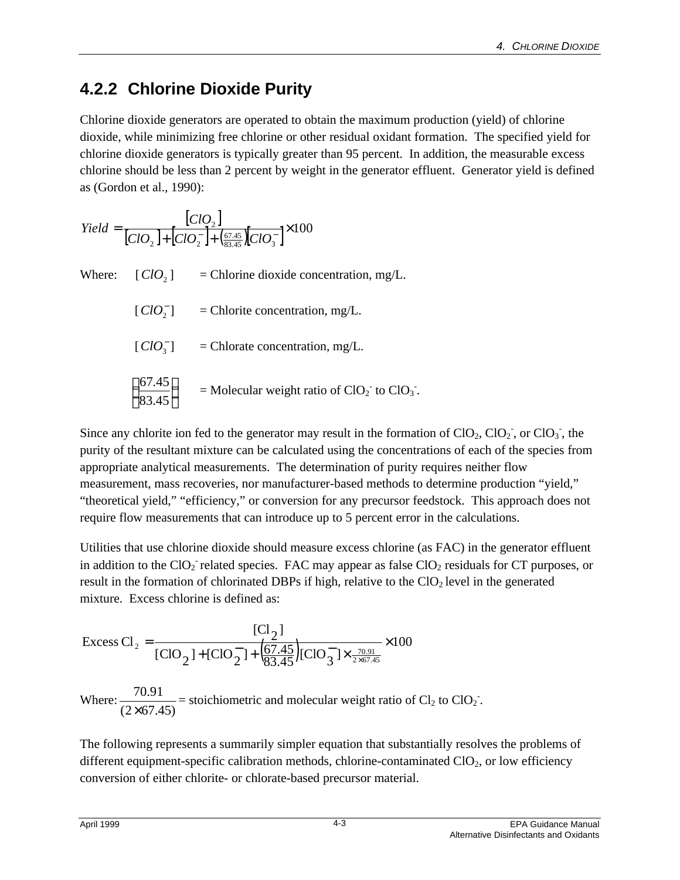## 4.2.2 Chlorine Dioxide Purity

Chlorine dioxide generators are operated to obtain the maximum production (yield) of chlorine dioxide, while minimizing free chlorine or other residual oxidant formation. The specified yield for chlorine dioxide generators is typically greater than 95 percent. In addition, the measurable excess chlorine should be less than 2 percent by weight in the generator effluent. Generator yield is defined as (Gordon et al., 1990):

$$Yield = \frac{[ClO_2]}{[ClO_2] + [ClO_2^-] + \left(\frac{67.45}{83.45}\right)[ClO_3^-]} \times 100$$

Where:

- $[ClO_2]$ = Chlorine dioxide concentration, mg/L.
- $[ClO_2^-]$ = Chlorite concentration, mg/L.
- $[ClO_3^-]$ = Chlorate concentration, mg/L.
- $\left(\frac{67.45}{83.45}\right)$ = Molecular weight ratio of $ClO_2^-$ to $ClO_3^-$.

Since any chlorite ion fed to the generator may result in the formation of $ClO_2$, $ClO_2^-$, or $ClO_3^-$, the purity of the resultant mixture can be calculated using the concentrations of each of the species from appropriate analytical measurements. The determination of purity requires neither flow measurement, mass recoveries, nor manufacturer-based methods to determine production "yield," "theoretical yield," "efficiency," or conversion for any precursor feedstock. This approach does not require flow measurements that can introduce up to 5 percent error in the calculations.

Utilities that use chlorine dioxide should measure excess chlorine (as FAC) in the generator effluent in addition to the $ClO_2^-$ related species. FAC may appear as false $ClO_2$ residuals for CT purposes, or result in the formation of chlorinated DBPs if high, relative to the $ClO_2$ level in the generated mixture. Excess chlorine is defined as:

$$\text{Excess Cl}_2 = \frac{[Cl_2]}{[ClO_2] + [ClO_2^-] + \left(\frac{67.45}{83.45}\right)[ClO_3^-] \times \frac{70.91}{2 \times 67.45}} \times 100$$

Where: $\frac{70.91}{(2 \times 67.45)}$ = stoichiometric and molecular weight ratio of $Cl_2$ to $ClO_2^-$.

The following represents a summarily simpler equation that substantially resolves the problems of different equipment-specific calibration methods, chlorine-contaminated $ClO_2$, or low efficiency conversion of either chlorite- or chlorate-based precursor material.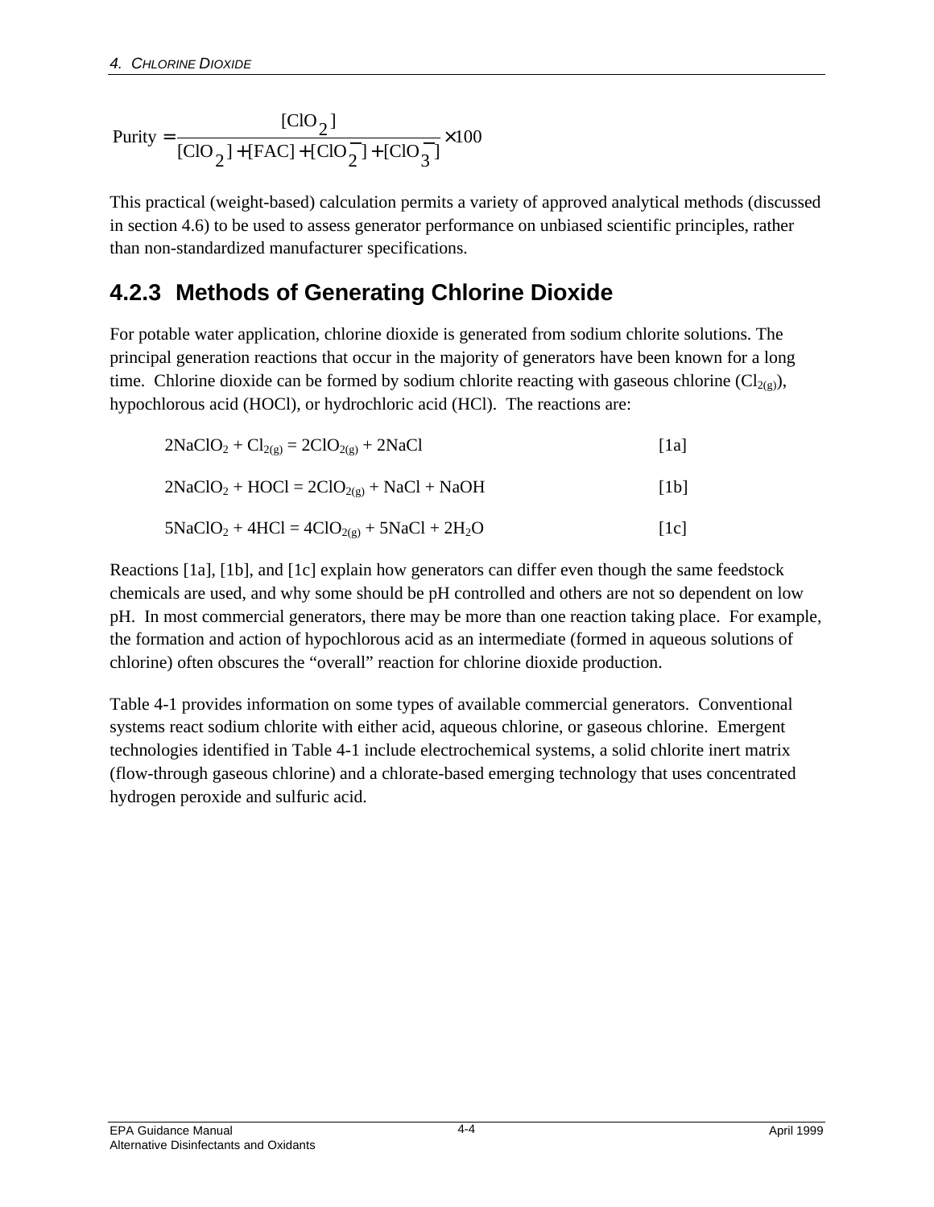$$\text{Purity} = \frac{[\text{ClO}_2]}{[\text{ClO}_2] + [\text{FAC}] + [\text{ClO}_2^-] + [\text{ClO}_3^-]} \times 100$$

This practical (weight-based) calculation permits a variety of approved analytical methods (discussed in section 4.6) to be used to assess generator performance on unbiased scientific principles, rather than non-standardized manufacturer specifications.

### 4.2.3 Methods of Generating Chlorine Dioxide

For potable water application, chlorine dioxide is generated from sodium chlorite solutions. The principal generation reactions that occur in the majority of generators have been known for a long time. Chlorine dioxide can be formed by sodium chlorite reacting with gaseous chlorine ($Cl_{2(g)}$), hypochlorous acid (HOCl), or hydrochloric acid (HCl). The reactions are:

$$2NaClO_2 + Cl_{2(g)} = 2ClO_{2(g)} + 2NaCl \quad [1a]$$

$$2NaClO_2 + HOCl = 2ClO_{2(g)} + NaCl + NaOH \quad [1b]$$

$$5NaClO_2 + 4HCl = 4ClO_{2(g)} + 5NaCl + 2H_2O \quad [1c]$$

Reactions [1a], [1b], and [1c] explain how generators can differ even though the same feedstock chemicals are used, and why some should be pH controlled and others are not so dependent on low pH. In most commercial generators, there may be more than one reaction taking place. For example, the formation and action of hypochlorous acid as an intermediate (formed in aqueous solutions of chlorine) often obscures the "overall" reaction for chlorine dioxide production.

Table 4-1 provides information on some types of available commercial generators. Conventional systems react sodium chlorite with either acid, aqueous chlorine, or gaseous chlorine. Emergent technologies identified in Table 4-1 include electrochemical systems, a solid chlorite inert matrix (flow-through gaseous chlorine) and a chlorate-based emerging technology that uses concentrated hydrogen peroxide and sulfuric acid.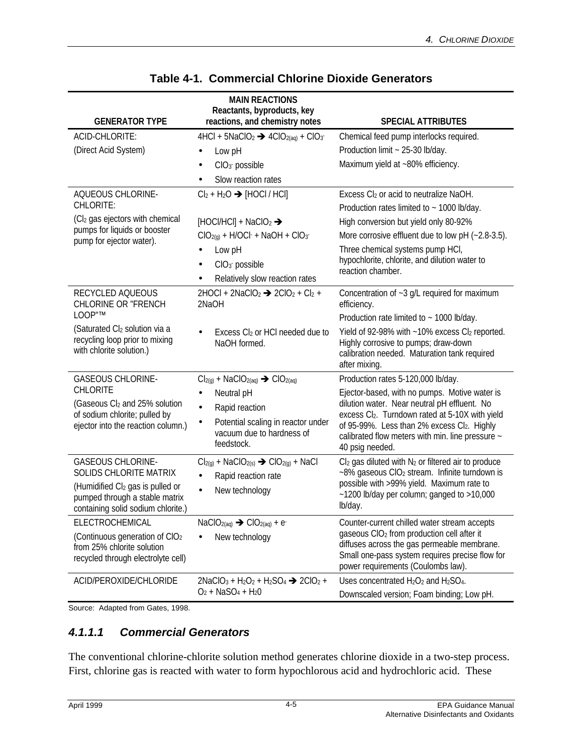**Table 4-1. Commercial Chlorine Dioxide Generators**

| GENERATOR TYPE | MAIN REACTIONS Reactants, byproducts, key reactions, and chemistry notes | SPECIAL ATTRIBUTES |
|---|---|---|
| ACID-CHLORITE: (Direct Acid System) | $4HCl + 5NaClO_2 \rightarrow 4ClO_{2(aq)} + ClO_3^-$ <br>• Low pH <br>• $ClO_3^-$ possible <br>• Slow reaction rates | Chemical feed pump interlocks required. <br>Production limit ~ 25-30 lb/day. <br>Maximum yield at ~80% efficiency. |
| AQUEOUS CHLORINE-CHLORITE: ($Cl_2$ gas ejectors with chemical pumps for liquids or booster pump for ejector water). | $Cl_2 + H_2O \rightarrow [HOCl / HCl]$ <br>$[HOCl/HCl] + NaClO_2 \rightarrow$ <br>$ClO_{2(g)} + H/OCl^- + NaOH + ClO_3^-$ <br>• Low pH <br>• $ClO_3^-$ possible <br>• Relatively slow reaction rates | Excess $Cl_2$ or acid to neutralize NaOH. <br>Production rates limited to ~ 1000 lb/day. <br>High conversion but yield only 80-92% <br>More corrosive effluent due to low pH (~2.8-3.5). <br>Three chemical systems pump HCl, hypochlorite, chlorite, and dilution water to reaction chamber. |
| RECYCLED AQUEOUS CHLORINE OR "FRENCH LOOP"™ (Saturated $Cl_2$ solution via a recycling loop prior to mixing with chlorite solution.) | $2HOCl + 2NaClO_2 \rightarrow 2ClO_2 + Cl_2 + 2NaOH$ <br>• Excess $Cl_2$ or HCl needed due to NaOH formed. | Concentration of ~3 g/L required for maximum efficiency. <br>Production rate limited to ~ 1000 lb/day. <br>Yield of 92-98% with ~10% excess $Cl_2$ reported. Highly corrosive to pumps; draw-down calibration needed. Maturation tank required after mixing. |
| GASEOUS CHLORINE-CHLORITE (Gaseous $Cl_2$ and 25% solution of sodium chlorite; pulled by ejector into the reaction column.) | $Cl_{2(g)} + NaClO_{2(aq)} \rightarrow ClO_{2(aq)}$ <br>• Neutral pH <br>• Rapid reaction <br>• Potential scaling in reactor under vacuum due to hardness of feedstock. | Production rates 5-120,000 lb/day. <br>Ejector-based, with no pumps. Motive water is dilution water. Near neutral pH effluent. No excess $Cl_2$. Turndown rated at 5-10X with yield of 95-99%. Less than 2% excess $Cl_2$. Highly calibrated flow meters with min. line pressure ~ 40 psig needed. |
| GASEOUS CHLORINE-SOLIDS CHLORITE MATRIX (Humidified $Cl_2$ gas is pulled or pumped through a stable matrix containing solid sodium chlorite.) | $Cl_{2(g)} + NaClO_{2(s)} \rightarrow ClO_{2(g)} + NaCl$ <br>• Rapid reaction rate <br>• New technology | $Cl_2$ gas diluted with $N_2$ or filtered air to produce ~8% gaseous $ClO_2$ stream. Infinite turndown is possible with >99% yield. Maximum rate to ~1200 lb/day per column; ganged to >10,000 lb/day. |
| ELECTROCHEMICAL (Continuous generation of $ClO_2$ from 25% chlorite solution recycled through electrolyte cell) | $NaClO_{2(aq)} \rightarrow ClO_{2(aq)} + e^-$ <br>• New technology | Counter-current chilled water stream accepts gaseous $ClO_2$ from production cell after it diffuses across the gas permeable membrane. Small one-pass system requires precise flow for power requirements (Coulombs law). |
| ACID/PEROXIDE/CHLORIDE | $2NaClO_3 + H_2O_2 + H_2SO_4 \rightarrow 2ClO_2 + O_2 + NaSO_4 + H_2O$ | Uses concentrated $H_2O_2$ and $H_2SO_4$. <br>Downscaled version; Foam binding; Low pH. |

Source: Adapted from Gates, 1998.

#### *4.1.1.1 Commercial Generators*

The conventional chlorine-chlorite solution method generates chlorine dioxide in a two-step process. First, chlorine gas is reacted with water to form hypochlorous acid and hydrochloric acid. These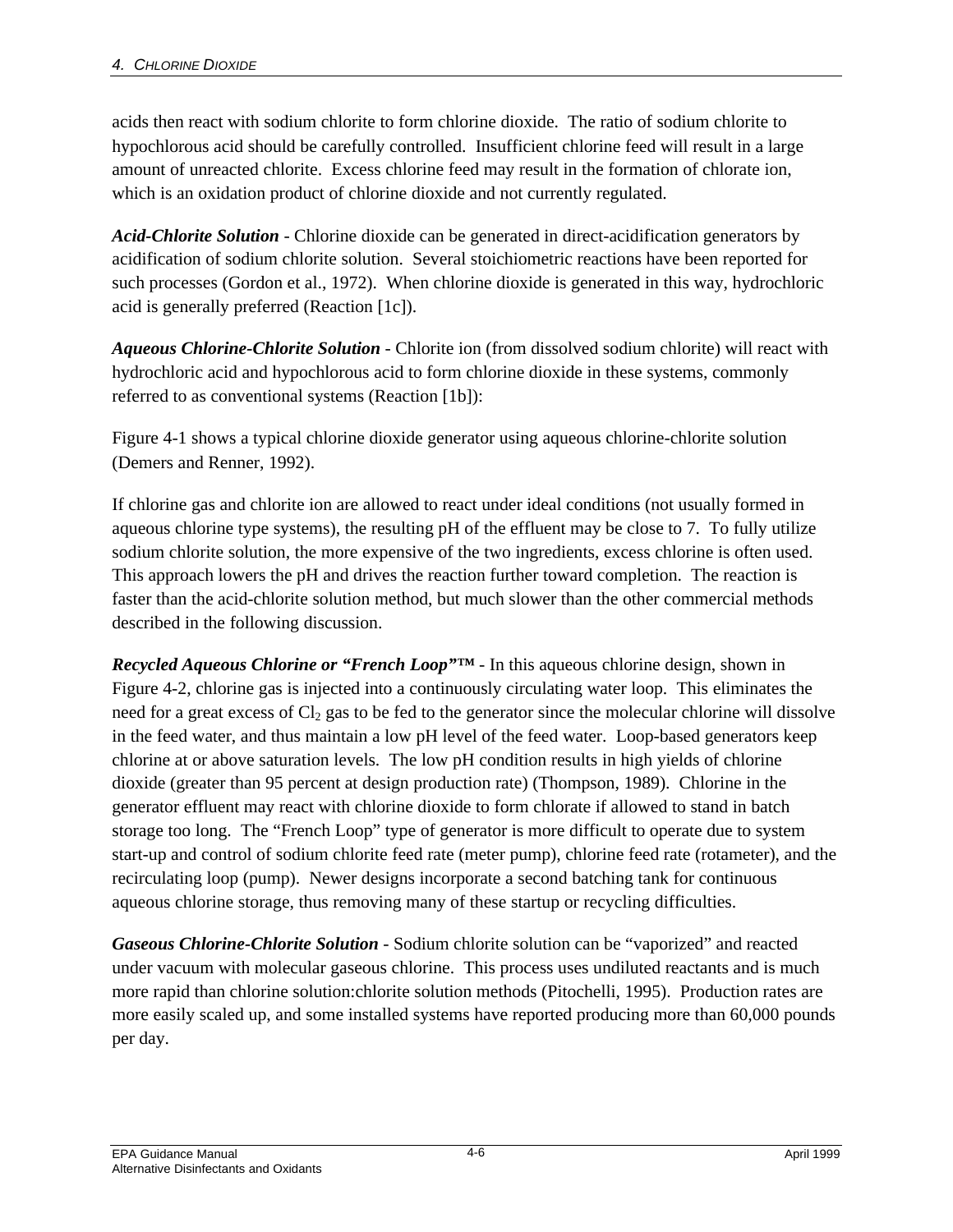acids then react with sodium chlorite to form chlorine dioxide. The ratio of sodium chlorite to hypochlorous acid should be carefully controlled. Insufficient chlorine feed will result in a large amount of unreacted chlorite. Excess chlorine feed may result in the formation of chlorate ion, which is an oxidation product of chlorine dioxide and not currently regulated.

***Acid-Chlorite Solution*** - Chlorine dioxide can be generated in direct-acidification generators by acidification of sodium chlorite solution. Several stoichiometric reactions have been reported for such processes (Gordon et al., 1972). When chlorine dioxide is generated in this way, hydrochloric acid is generally preferred (Reaction [1c]).

***Aqueous Chlorine-Chlorite Solution*** - Chlorite ion (from dissolved sodium chlorite) will react with hydrochloric acid and hypochlorous acid to form chlorine dioxide in these systems, commonly referred to as conventional systems (Reaction [1b]):

Figure 4-1 shows a typical chlorine dioxide generator using aqueous chlorine-chlorite solution (Demers and Renner, 1992).

If chlorine gas and chlorite ion are allowed to react under ideal conditions (not usually formed in aqueous chlorine type systems), the resulting pH of the effluent may be close to 7. To fully utilize sodium chlorite solution, the more expensive of the two ingredients, excess chlorine is often used. This approach lowers the pH and drives the reaction further toward completion. The reaction is faster than the acid-chlorite solution method, but much slower than the other commercial methods described in the following discussion.

***Recycled Aqueous Chlorine or "French Loop"™*** - In this aqueous chlorine design, shown in Figure 4-2, chlorine gas is injected into a continuously circulating water loop. This eliminates the need for a great excess of $Cl_2$ gas to be fed to the generator since the molecular chlorine will dissolve in the feed water, and thus maintain a low pH level of the feed water. Loop-based generators keep chlorine at or above saturation levels. The low pH condition results in high yields of chlorine dioxide (greater than 95 percent at design production rate) (Thompson, 1989). Chlorine in the generator effluent may react with chlorine dioxide to form chlorate if allowed to stand in batch storage too long. The "French Loop" type of generator is more difficult to operate due to system start-up and control of sodium chlorite feed rate (meter pump), chlorine feed rate (rotameter), and the recirculating loop (pump). Newer designs incorporate a second batching tank for continuous aqueous chlorine storage, thus removing many of these startup or recycling difficulties.

***Gaseous Chlorine-Chlorite Solution*** - Sodium chlorite solution can be "vaporized" and reacted under vacuum with molecular gaseous chlorine. This process uses undiluted reactants and is much more rapid than chlorine solution:chlorite solution methods (Pitochelli, 1995). Production rates are more easily scaled up, and some installed systems have reported producing more than 60,000 pounds per day.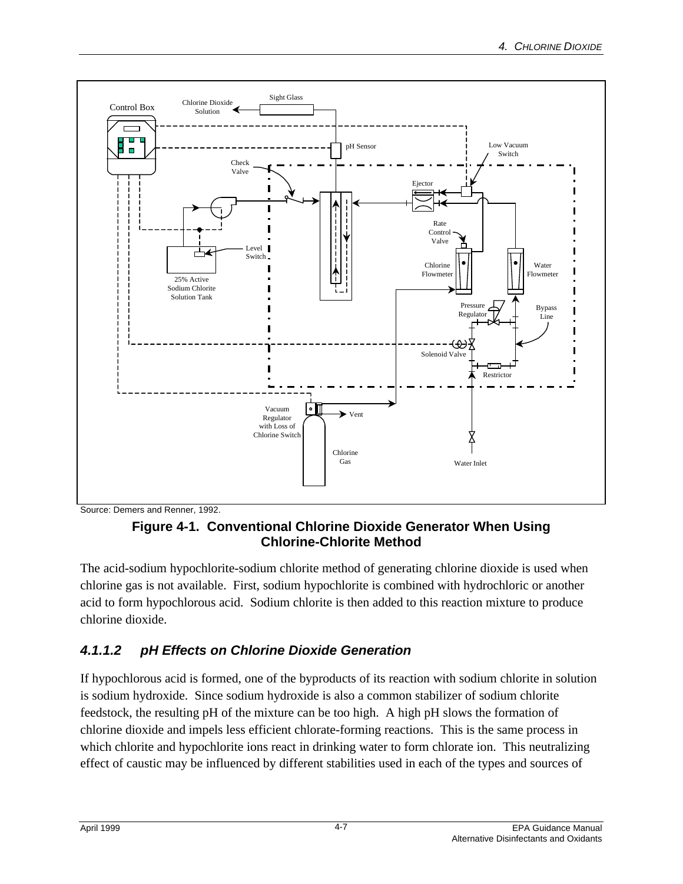Source: Demers and Renner, 1992.

**Figure 4-1. Conventional Chlorine Dioxide Generator When Using Chlorine-Chlorite Method**

The acid-sodium hypochlorite-sodium chlorite method of generating chlorine dioxide is used when chlorine gas is not available. First, sodium hypochlorite is combined with hydrochloric or another acid to form hypochlorous acid. Sodium chlorite is then added to this reaction mixture to produce chlorine dioxide.

### *4.1.1.2 pH Effects on Chlorine Dioxide Generation*

If hypochlorous acid is formed, one of the byproducts of its reaction with sodium chlorite in solution is sodium hydroxide. Since sodium hydroxide is also a common stabilizer of sodium chlorite feedstock, the resulting pH of the mixture can be too high. A high pH slows the formation of chlorine dioxide and impels less efficient chlorate-forming reactions. This is the same process in which chlorite and hypochlorite ions react in drinking water to form chlorate ion. This neutralizing effect of caustic may be influenced by different stabilities used in each of the types and sources of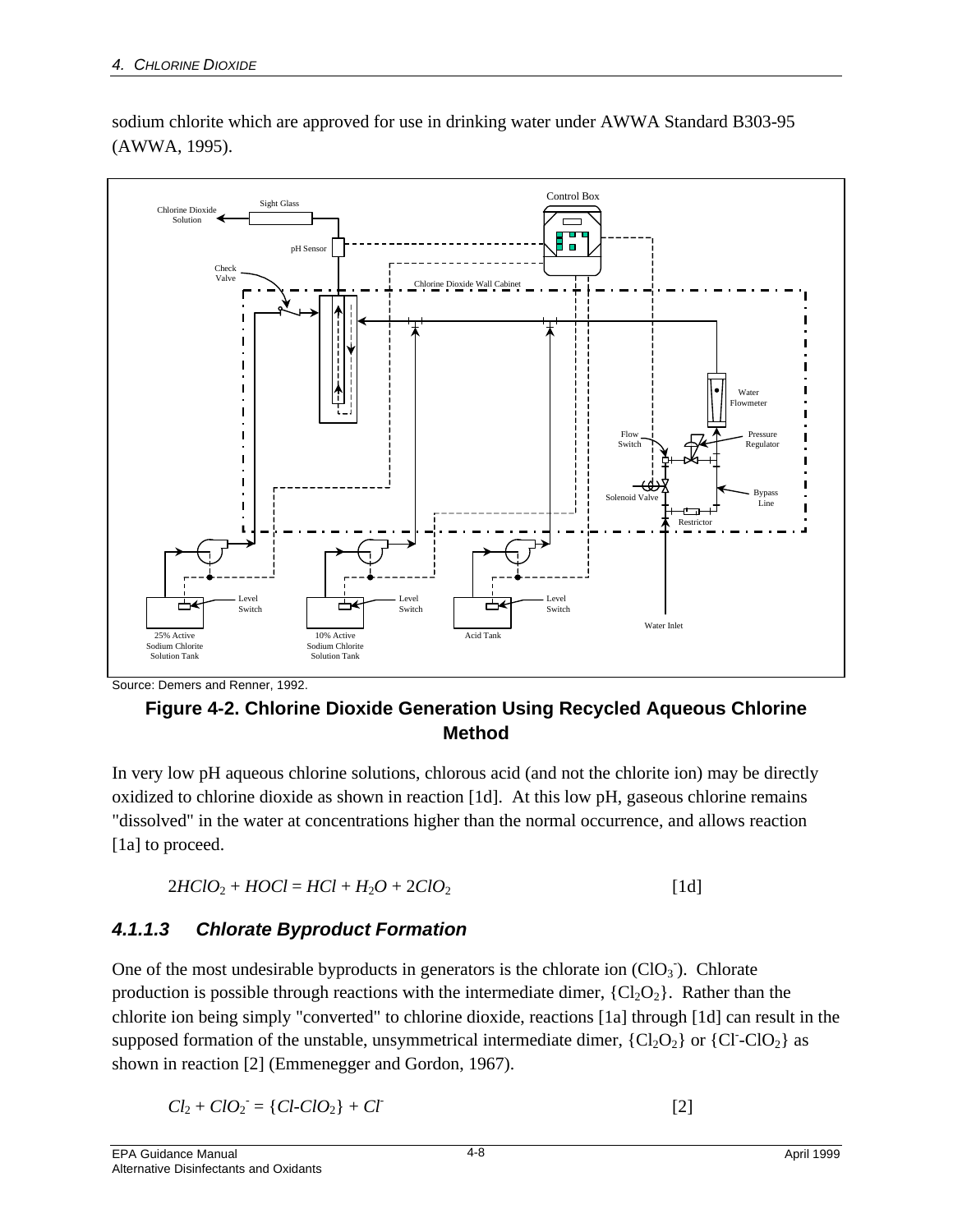sodium chlorite which are approved for use in drinking water under AWWA Standard B303-95 (AWWA, 1995).

Source: Demers and Renner, 1992.

**Figure 4-2. Chlorine Dioxide Generation Using Recycled Aqueous Chlorine Method**

In very low pH aqueous chlorine solutions, chlorous acid (and not the chlorite ion) may be directly oxidized to chlorine dioxide as shown in reaction [1d]. At this low pH, gaseous chlorine remains "dissolved" in the water at concentrations higher than the normal occurrence, and allows reaction [1a] to proceed.

$$2HClO_2 + HOCl = HCl + H_2O + 2ClO_2 \qquad [1d]$$

### 4.1.1.3 Chlorate Byproduct Formation

One of the most undesirable byproducts in generators is the chlorate ion ($ClO_3^-$). Chlorate production is possible through reactions with the intermediate dimer, $\{Cl_2O_2\}$. Rather than the chlorite ion being simply "converted" to chlorine dioxide, reactions [1a] through [1d] can result in the supposed formation of the unstable, unsymmetrical intermediate dimer, $\{Cl_2O_2\}$ or $\{Cl^- \text{-} ClO_2\}$ as shown in reaction [2] (Emmenegger and Gordon, 1967).

$$Cl_2 + ClO_2^- = \{Cl\text{-}ClO_2\} + Cl^- \qquad [2]$$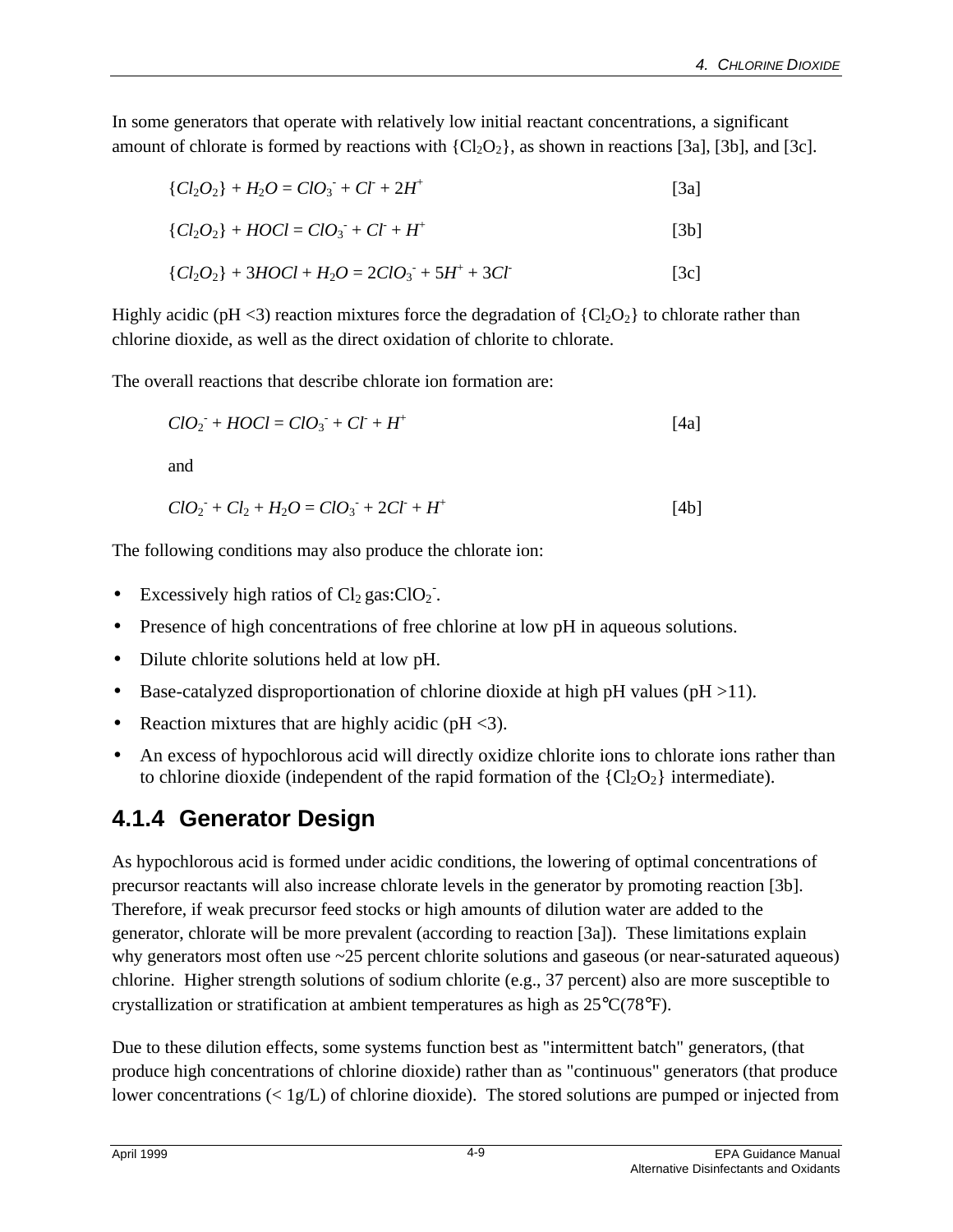In some generators that operate with relatively low initial reactant concentrations, a significant amount of chlorate is formed by reactions with $\{Cl_2O_2\}$, as shown in reactions [3a], [3b], and [3c].

$$\{Cl_2O_2\} + H_2O = ClO_3^- + Cl^- + 2H^+ \qquad [3a]$$

$$\{Cl_2O_2\} + HOCl = ClO_3^- + Cl^- + H^+ \qquad [3b]$$

$$\{Cl_2O_2\} + 3HOCl + H_2O = 2ClO_3^- + 5H^+ + 3Cl^- \qquad [3c]$$

Highly acidic (pH <3) reaction mixtures force the degradation of $\{Cl_2O_2\}$ to chlorate rather than chlorine dioxide, as well as the direct oxidation of chlorite to chlorate.

The overall reactions that describe chlorate ion formation are:

$$ClO_2^- + HOCl = ClO_3^- + Cl^- + H^+ \qquad [4a]$$

and

$$ClO_2^- + Cl_2 + H_2O = ClO_3^- + 2Cl^- + H^+ \qquad [4b]$$

The following conditions may also produce the chlorate ion:

- Excessively high ratios of $Cl_2$ gas:$ClO_2^-$.
- Presence of high concentrations of free chlorine at low pH in aqueous solutions.
- Dilute chlorite solutions held at low pH.
- Base-catalyzed disproportionation of chlorine dioxide at high pH values (pH >11).
- Reaction mixtures that are highly acidic (pH <3).
- An excess of hypochlorous acid will directly oxidize chlorite ions to chlorate ions rather than to chlorine dioxide (independent of the rapid formation of the $\{Cl_2O_2\}$ intermediate).

### 4.1.4 Generator Design

As hypochlorous acid is formed under acidic conditions, the lowering of optimal concentrations of precursor reactants will also increase chlorate levels in the generator by promoting reaction [3b]. Therefore, if weak precursor feed stocks or high amounts of dilution water are added to the generator, chlorate will be more prevalent (according to reaction [3a]). These limitations explain why generators most often use ~25 percent chlorite solutions and gaseous (or near-saturated aqueous) chlorine. Higher strength solutions of sodium chlorite (e.g., 37 percent) also are more susceptible to crystallization or stratification at ambient temperatures as high as 25°C(78°F).

Due to these dilution effects, some systems function best as "intermittent batch" generators, (that produce high concentrations of chlorine dioxide) rather than as "continuous" generators (that produce lower concentrations (< 1g/L) of chlorine dioxide). The stored solutions are pumped or injected from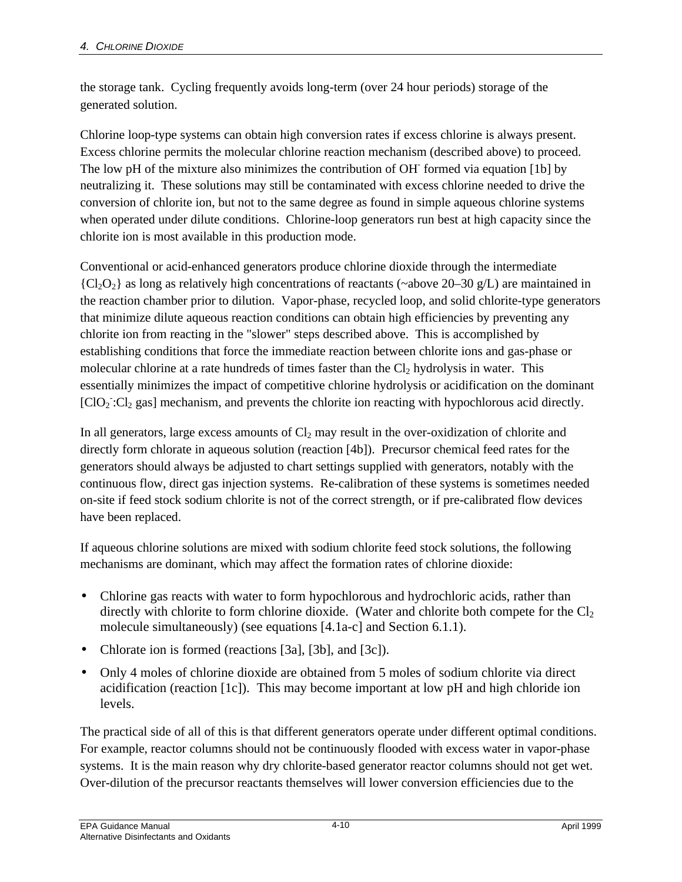the storage tank. Cycling frequently avoids long-term (over 24 hour periods) storage of the generated solution.

Chlorine loop-type systems can obtain high conversion rates if excess chlorine is always present. Excess chlorine permits the molecular chlorine reaction mechanism (described above) to proceed. The low pH of the mixture also minimizes the contribution of $OH^-$ formed via equation [1b] by neutralizing it. These solutions may still be contaminated with excess chlorine needed to drive the conversion of chlorite ion, but not to the same degree as found in simple aqueous chlorine systems when operated under dilute conditions. Chlorine-loop generators run best at high capacity since the chlorite ion is most available in this production mode.

Conventional or acid-enhanced generators produce chlorine dioxide through the intermediate $\{Cl_2O_2\}$ as long as relatively high concentrations of reactants (~above 20–30 g/L) are maintained in the reaction chamber prior to dilution. Vapor-phase, recycled loop, and solid chlorite-type generators that minimize dilute aqueous reaction conditions can obtain high efficiencies by preventing any chlorite ion from reacting in the "slower" steps described above. This is accomplished by establishing conditions that force the immediate reaction between chlorite ions and gas-phase or molecular chlorine at a rate hundreds of times faster than the $Cl_2$ hydrolysis in water. This essentially minimizes the impact of competitive chlorine hydrolysis or acidification on the dominant $[ClO_2^-:Cl_2$ gas$]$ mechanism, and prevents the chlorite ion reacting with hypochlorous acid directly.

In all generators, large excess amounts of $Cl_2$ may result in the over-oxidization of chlorite and directly form chlorate in aqueous solution (reaction [4b]). Precursor chemical feed rates for the generators should always be adjusted to chart settings supplied with generators, notably with the continuous flow, direct gas injection systems. Re-calibration of these systems is sometimes needed on-site if feed stock sodium chlorite is not of the correct strength, or if pre-calibrated flow devices have been replaced.

If aqueous chlorine solutions are mixed with sodium chlorite feed stock solutions, the following mechanisms are dominant, which may affect the formation rates of chlorine dioxide:

- Chlorine gas reacts with water to form hypochlorous and hydrochloric acids, rather than directly with chlorite to form chlorine dioxide. (Water and chlorite both compete for the $Cl_2$ molecule simultaneously) (see equations [4.1a-c] and Section 6.1.1).
- Chlorate ion is formed (reactions [3a], [3b], and [3c]).
- Only 4 moles of chlorine dioxide are obtained from 5 moles of sodium chlorite via direct acidification (reaction [1c]). This may become important at low pH and high chloride ion levels.

The practical side of all of this is that different generators operate under different optimal conditions. For example, reactor columns should not be continuously flooded with excess water in vapor-phase systems. It is the main reason why dry chlorite-based generator reactor columns should not get wet. Over-dilution of the precursor reactants themselves will lower conversion efficiencies due to the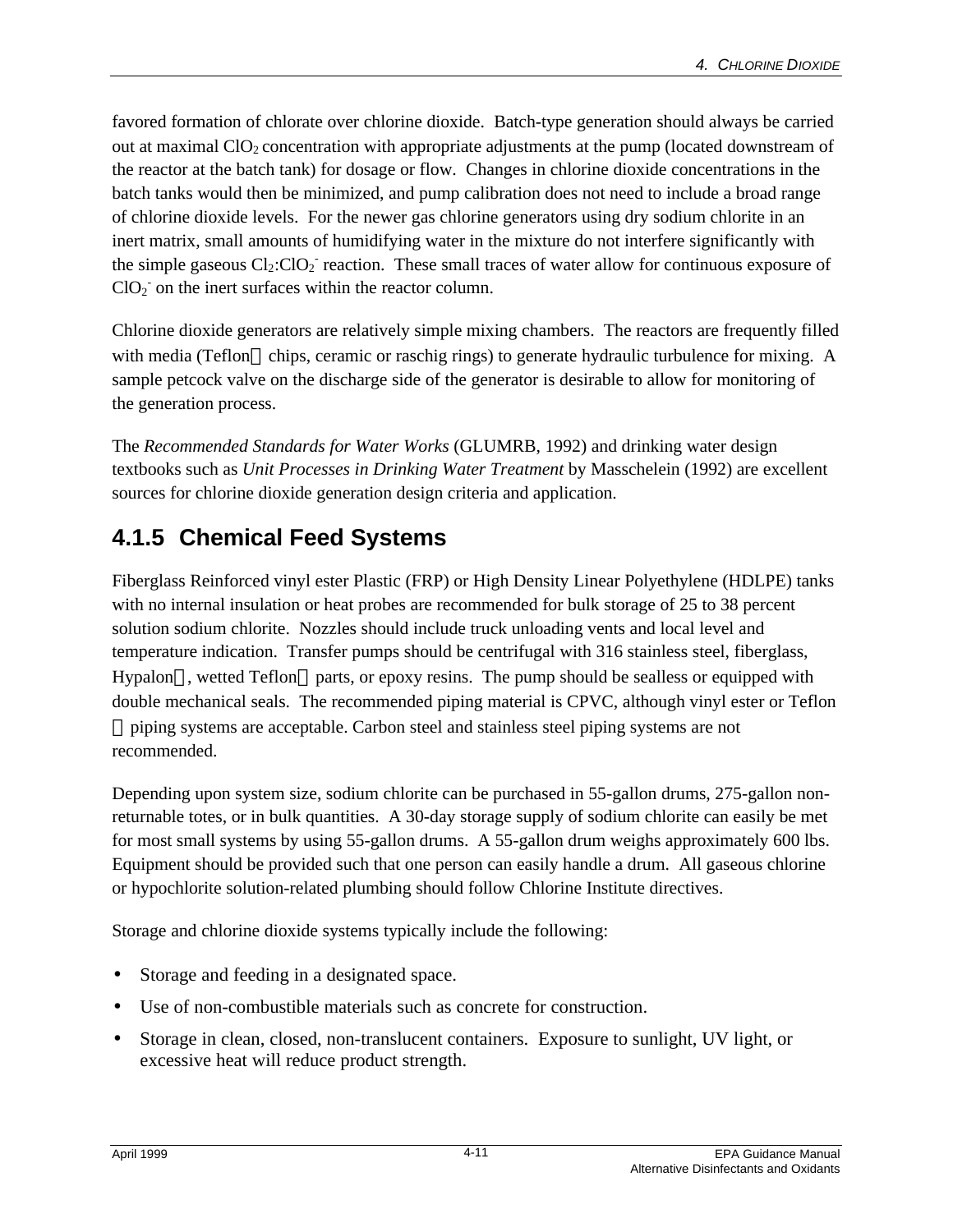favored formation of chlorate over chlorine dioxide. Batch-type generation should always be carried out at maximal $ClO_2$ concentration with appropriate adjustments at the pump (located downstream of the reactor at the batch tank) for dosage or flow. Changes in chlorine dioxide concentrations in the batch tanks would then be minimized, and pump calibration does not need to include a broad range of chlorine dioxide levels. For the newer gas chlorine generators using dry sodium chlorite in an inert matrix, small amounts of humidifying water in the mixture do not interfere significantly with the simple gaseous $Cl_2$:$ClO_2^-$ reaction. These small traces of water allow for continuous exposure of $ClO_2^-$ on the inert surfaces within the reactor column.

Chlorine dioxide generators are relatively simple mixing chambers. The reactors are frequently filled with media (Teflon chips, ceramic or raschig rings) to generate hydraulic turbulence for mixing. A sample petcock valve on the discharge side of the generator is desirable to allow for monitoring of the generation process.

The *Recommended Standards for Water Works* (GLUMRB, 1992) and drinking water design textbooks such as *Unit Processes in Drinking Water Treatment* by Masschelein (1992) are excellent sources for chlorine dioxide generation design criteria and application.

## 4.1.5 Chemical Feed Systems

Fiberglass Reinforced vinyl ester Plastic (FRP) or High Density Linear Polyethylene (HDLPE) tanks with no internal insulation or heat probes are recommended for bulk storage of 25 to 38 percent solution sodium chlorite. Nozzles should include truck unloading vents and local level and temperature indication. Transfer pumps should be centrifugal with 316 stainless steel, fiberglass, Hypalon, wetted Teflon parts, or epoxy resins. The pump should be sealless or equipped with double mechanical seals. The recommended piping material is CPVC, although vinyl ester or Teflon piping systems are acceptable. Carbon steel and stainless steel piping systems are not recommended.

Depending upon system size, sodium chlorite can be purchased in 55-gallon drums, 275-gallon non-returnable totes, or in bulk quantities. A 30-day storage supply of sodium chlorite can easily be met for most small systems by using 55-gallon drums. A 55-gallon drum weighs approximately 600 lbs. Equipment should be provided such that one person can easily handle a drum. All gaseous chlorine or hypochlorite solution-related plumbing should follow Chlorine Institute directives.

Storage and chlorine dioxide systems typically include the following:

- Storage and feeding in a designated space.
- Use of non-combustible materials such as concrete for construction.
- Storage in clean, closed, non-translucent containers. Exposure to sunlight, UV light, or excessive heat will reduce product strength.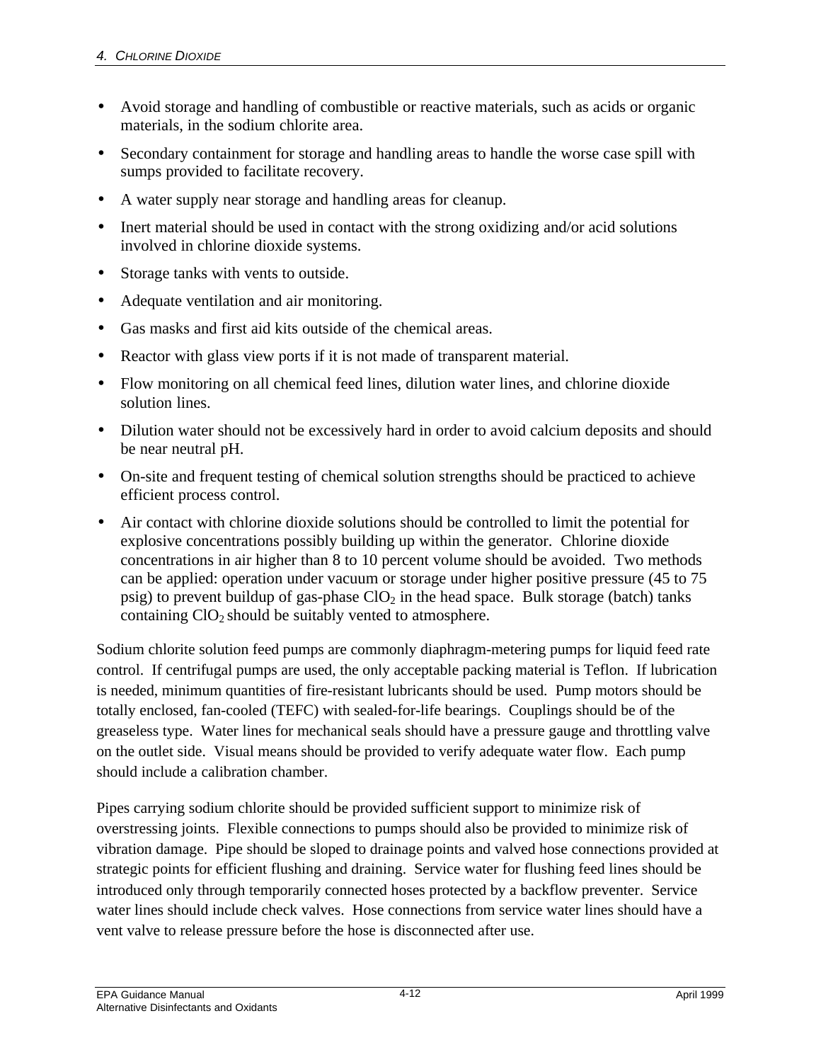- Avoid storage and handling of combustible or reactive materials, such as acids or organic materials, in the sodium chlorite area.
- Secondary containment for storage and handling areas to handle the worse case spill with sumps provided to facilitate recovery.
- A water supply near storage and handling areas for cleanup.
- Inert material should be used in contact with the strong oxidizing and/or acid solutions involved in chlorine dioxide systems.
- Storage tanks with vents to outside.
- Adequate ventilation and air monitoring.
- Gas masks and first aid kits outside of the chemical areas.
- Reactor with glass view ports if it is not made of transparent material.
- Flow monitoring on all chemical feed lines, dilution water lines, and chlorine dioxide solution lines.
- Dilution water should not be excessively hard in order to avoid calcium deposits and should be near neutral pH.
- On-site and frequent testing of chemical solution strengths should be practiced to achieve efficient process control.
- Air contact with chlorine dioxide solutions should be controlled to limit the potential for explosive concentrations possibly building up within the generator. Chlorine dioxide concentrations in air higher than 8 to 10 percent volume should be avoided. Two methods can be applied: operation under vacuum or storage under higher positive pressure (45 to 75 psig) to prevent buildup of gas-phase $ClO_2$ in the head space. Bulk storage (batch) tanks containing $ClO_2$ should be suitably vented to atmosphere.

Sodium chlorite solution feed pumps are commonly diaphragm-metering pumps for liquid feed rate control. If centrifugal pumps are used, the only acceptable packing material is Teflon. If lubrication is needed, minimum quantities of fire-resistant lubricants should be used. Pump motors should be totally enclosed, fan-cooled (TEFC) with sealed-for-life bearings. Couplings should be of the greaseless type. Water lines for mechanical seals should have a pressure gauge and throttling valve on the outlet side. Visual means should be provided to verify adequate water flow. Each pump should include a calibration chamber.

Pipes carrying sodium chlorite should be provided sufficient support to minimize risk of overstressing joints. Flexible connections to pumps should also be provided to minimize risk of vibration damage. Pipe should be sloped to drainage points and valved hose connections provided at strategic points for efficient flushing and draining. Service water for flushing feed lines should be introduced only through temporarily connected hoses protected by a backflow preventer. Service water lines should include check valves. Hose connections from service water lines should have a vent valve to release pressure before the hose is disconnected after use.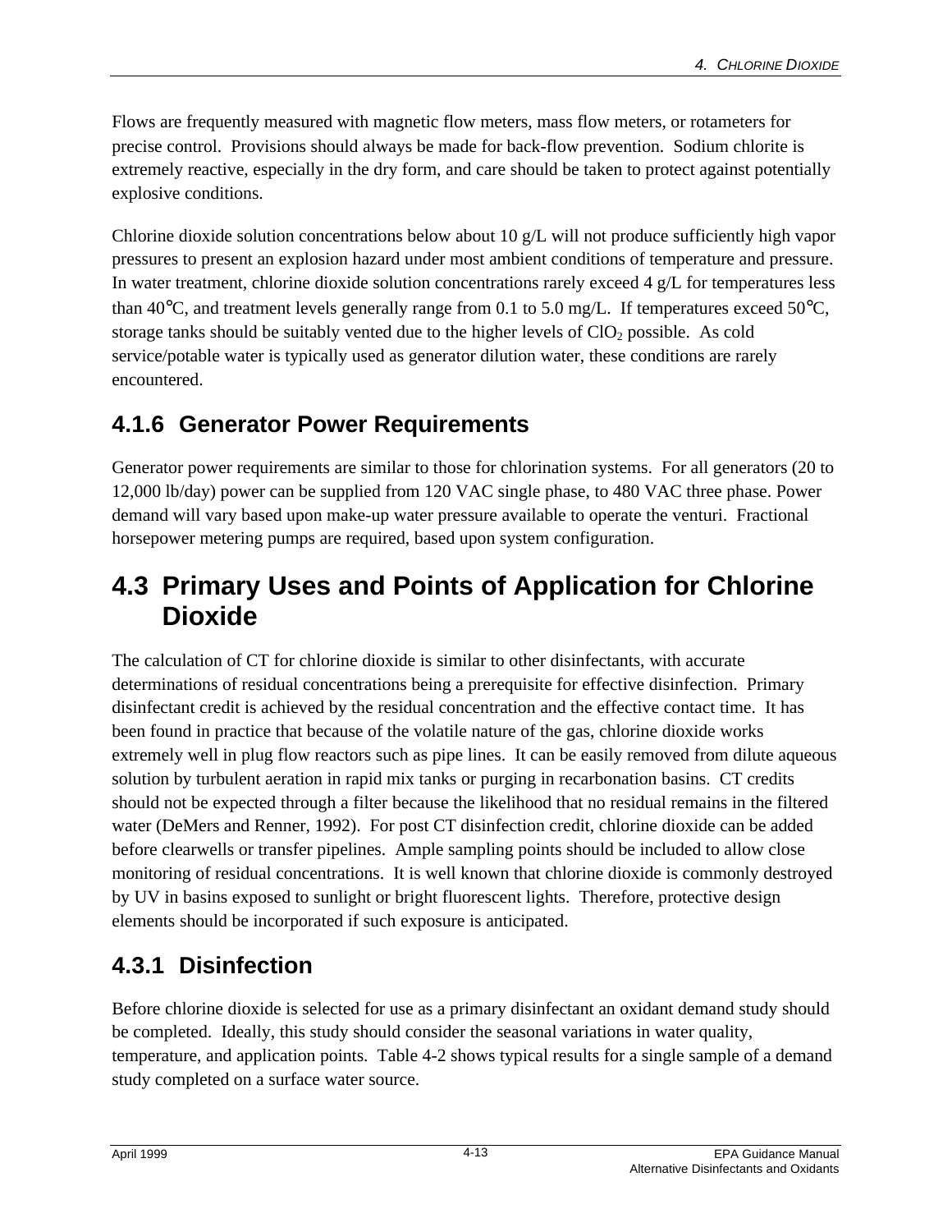Flows are frequently measured with magnetic flow meters, mass flow meters, or rotameters for precise control. Provisions should always be made for back-flow prevention. Sodium chlorite is extremely reactive, especially in the dry form, and care should be taken to protect against potentially explosive conditions.

Chlorine dioxide solution concentrations below about 10 g/L will not produce sufficiently high vapor pressures to present an explosion hazard under most ambient conditions of temperature and pressure. In water treatment, chlorine dioxide solution concentrations rarely exceed 4 g/L for temperatures less than 40°C, and treatment levels generally range from 0.1 to 5.0 mg/L. If temperatures exceed 50°C, storage tanks should be suitably vented due to the higher levels of $ClO_2$ possible. As cold service/potable water is typically used as generator dilution water, these conditions are rarely encountered.

### 4.1.6 Generator Power Requirements

Generator power requirements are similar to those for chlorination systems. For all generators (20 to 12,000 lb/day) power can be supplied from 120 VAC single phase, to 480 VAC three phase. Power demand will vary based upon make-up water pressure available to operate the venturi. Fractional horsepower metering pumps are required, based upon system configuration.

## 4.3 Primary Uses and Points of Application for Chlorine Dioxide

The calculation of CT for chlorine dioxide is similar to other disinfectants, with accurate determinations of residual concentrations being a prerequisite for effective disinfection. Primary disinfectant credit is achieved by the residual concentration and the effective contact time. It has been found in practice that because of the volatile nature of the gas, chlorine dioxide works extremely well in plug flow reactors such as pipe lines. It can be easily removed from dilute aqueous solution by turbulent aeration in rapid mix tanks or purging in recarbonation basins. CT credits should not be expected through a filter because the likelihood that no residual remains in the filtered water (DeMers and Renner, 1992). For post CT disinfection credit, chlorine dioxide can be added before clearwells or transfer pipelines. Ample sampling points should be included to allow close monitoring of residual concentrations. It is well known that chlorine dioxide is commonly destroyed by UV in basins exposed to sunlight or bright fluorescent lights. Therefore, protective design elements should be incorporated if such exposure is anticipated.

### 4.3.1 Disinfection

Before chlorine dioxide is selected for use as a primary disinfectant an oxidant demand study should be completed. Ideally, this study should consider the seasonal variations in water quality, temperature, and application points. Table 4-2 shows typical results for a single sample of a demand study completed on a surface water source.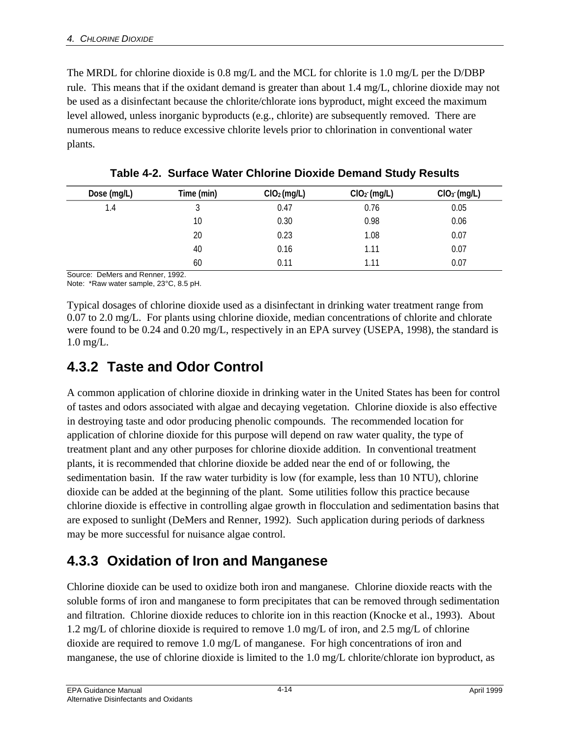The MRDL for chlorine dioxide is 0.8 mg/L and the MCL for chlorite is 1.0 mg/L per the D/DBP rule. This means that if the oxidant demand is greater than about 1.4 mg/L, chlorine dioxide may not be used as a disinfectant because the chlorite/chlorate ions byproduct, might exceed the maximum level allowed, unless inorganic byproducts (e.g., chlorite) are subsequently removed. There are numerous means to reduce excessive chlorite levels prior to chlorination in conventional water plants.

**Table 4-2. Surface Water Chlorine Dioxide Demand Study Results**

| Dose (mg/L) | Time (min) | $ClO_2$ (mg/L) | $ClO_2^-$ (mg/L) | $ClO_3^-$ (mg/L) |
|---|---|---|---|---|
| 1.4 | 3 | 0.47 | 0.76 | 0.05 |
| | 10 | 0.30 | 0.98 | 0.06 |
| | 20 | 0.23 | 1.08 | 0.07 |
| | 40 | 0.16 | 1.11 | 0.07 |
| | 60 | 0.11 | 1.11 | 0.07 |

Source: DeMers and Renner, 1992.
Note: *Raw water sample, 23°C, 8.5 pH.

Typical dosages of chlorine dioxide used as a disinfectant in drinking water treatment range from 0.07 to 2.0 mg/L. For plants using chlorine dioxide, median concentrations of chlorite and chlorate were found to be 0.24 and 0.20 mg/L, respectively in an EPA survey (USEPA, 1998), the standard is 1.0 mg/L.

## 4.3.2 Taste and Odor Control

A common application of chlorine dioxide in drinking water in the United States has been for control of tastes and odors associated with algae and decaying vegetation. Chlorine dioxide is also effective in destroying taste and odor producing phenolic compounds. The recommended location for application of chlorine dioxide for this purpose will depend on raw water quality, the type of treatment plant and any other purposes for chlorine dioxide addition. In conventional treatment plants, it is recommended that chlorine dioxide be added near the end of or following, the sedimentation basin. If the raw water turbidity is low (for example, less than 10 NTU), chlorine dioxide can be added at the beginning of the plant. Some utilities follow this practice because chlorine dioxide is effective in controlling algae growth in flocculation and sedimentation basins that are exposed to sunlight (DeMers and Renner, 1992). Such application during periods of darkness may be more successful for nuisance algae control.

## 4.3.3 Oxidation of Iron and Manganese

Chlorine dioxide can be used to oxidize both iron and manganese. Chlorine dioxide reacts with the soluble forms of iron and manganese to form precipitates that can be removed through sedimentation and filtration. Chlorine dioxide reduces to chlorite ion in this reaction (Knocke et al., 1993). About 1.2 mg/L of chlorine dioxide is required to remove 1.0 mg/L of iron, and 2.5 mg/L of chlorine dioxide are required to remove 1.0 mg/L of manganese. For high concentrations of iron and manganese, the use of chlorine dioxide is limited to the 1.0 mg/L chlorite/chlorate ion byproduct, as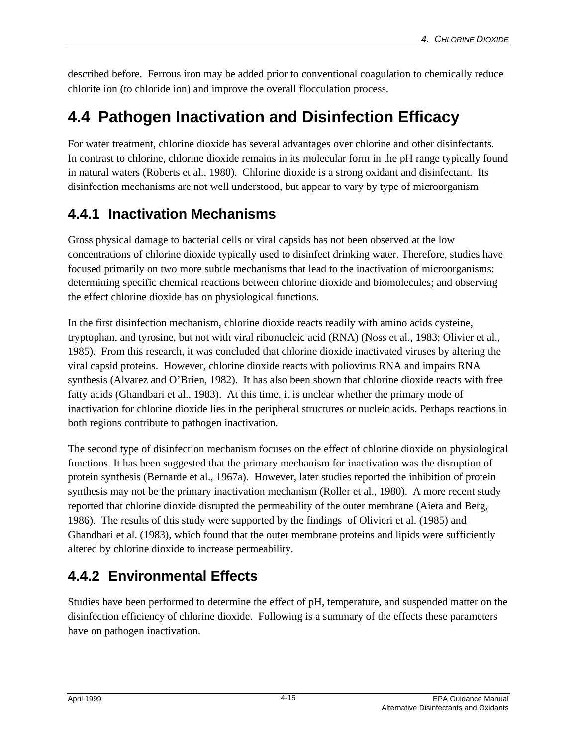described before. Ferrous iron may be added prior to conventional coagulation to chemically reduce chlorite ion (to chloride ion) and improve the overall flocculation process.

## 4.4 Pathogen Inactivation and Disinfection Efficacy

For water treatment, chlorine dioxide has several advantages over chlorine and other disinfectants. In contrast to chlorine, chlorine dioxide remains in its molecular form in the pH range typically found in natural waters (Roberts et al., 1980). Chlorine dioxide is a strong oxidant and disinfectant. Its disinfection mechanisms are not well understood, but appear to vary by type of microorganism

### 4.4.1 Inactivation Mechanisms

Gross physical damage to bacterial cells or viral capsids has not been observed at the low concentrations of chlorine dioxide typically used to disinfect drinking water. Therefore, studies have focused primarily on two more subtle mechanisms that lead to the inactivation of microorganisms: determining specific chemical reactions between chlorine dioxide and biomolecules; and observing the effect chlorine dioxide has on physiological functions.

In the first disinfection mechanism, chlorine dioxide reacts readily with amino acids cysteine, tryptophan, and tyrosine, but not with viral ribonucleic acid (RNA) (Noss et al., 1983; Olivier et al., 1985). From this research, it was concluded that chlorine dioxide inactivated viruses by altering the viral capsid proteins. However, chlorine dioxide reacts with poliovirus RNA and impairs RNA synthesis (Alvarez and O'Brien, 1982). It has also been shown that chlorine dioxide reacts with free fatty acids (Ghandbari et al., 1983). At this time, it is unclear whether the primary mode of inactivation for chlorine dioxide lies in the peripheral structures or nucleic acids. Perhaps reactions in both regions contribute to pathogen inactivation.

The second type of disinfection mechanism focuses on the effect of chlorine dioxide on physiological functions. It has been suggested that the primary mechanism for inactivation was the disruption of protein synthesis (Bernarde et al., 1967a). However, later studies reported the inhibition of protein synthesis may not be the primary inactivation mechanism (Roller et al., 1980). A more recent study reported that chlorine dioxide disrupted the permeability of the outer membrane (Aieta and Berg, 1986). The results of this study were supported by the findings of Olivieri et al. (1985) and Ghandbari et al. (1983), which found that the outer membrane proteins and lipids were sufficiently altered by chlorine dioxide to increase permeability.

### 4.4.2 Environmental Effects

Studies have been performed to determine the effect of pH, temperature, and suspended matter on the disinfection efficiency of chlorine dioxide. Following is a summary of the effects these parameters have on pathogen inactivation.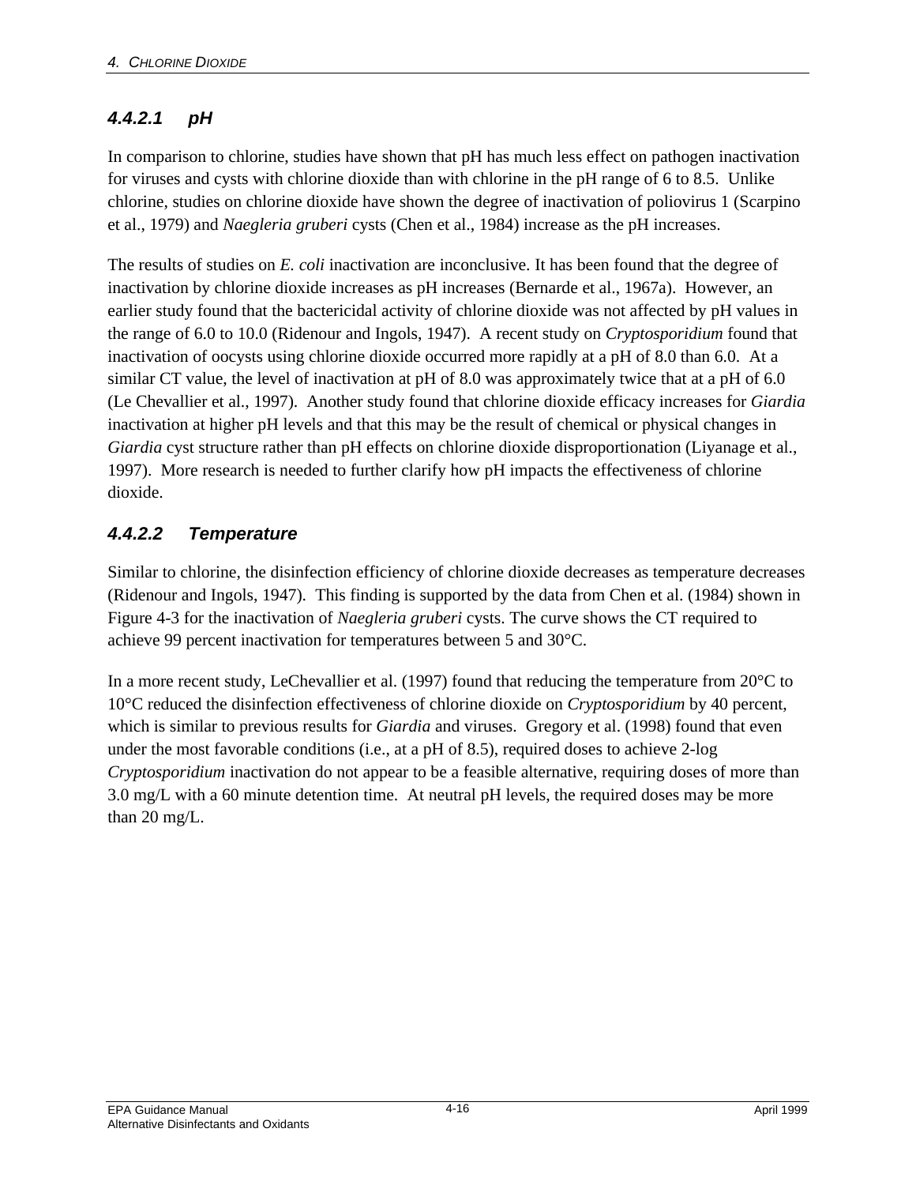#### 4.4.2.1 pH

In comparison to chlorine, studies have shown that pH has much less effect on pathogen inactivation for viruses and cysts with chlorine dioxide than with chlorine in the pH range of 6 to 8.5. Unlike chlorine, studies on chlorine dioxide have shown the degree of inactivation of poliovirus 1 (Scarpino et al., 1979) and *Naegleria gruberi* cysts (Chen et al., 1984) increase as the pH increases.

The results of studies on *E. coli* inactivation are inconclusive. It has been found that the degree of inactivation by chlorine dioxide increases as pH increases (Bernarde et al., 1967a). However, an earlier study found that the bactericidal activity of chlorine dioxide was not affected by pH values in the range of 6.0 to 10.0 (Ridenour and Ingols, 1947). A recent study on *Cryptosporidium* found that inactivation of oocysts using chlorine dioxide occurred more rapidly at a pH of 8.0 than 6.0. At a similar CT value, the level of inactivation at pH of 8.0 was approximately twice that at a pH of 6.0 (Le Chevallier et al., 1997). Another study found that chlorine dioxide efficacy increases for *Giardia* inactivation at higher pH levels and that this may be the result of chemical or physical changes in *Giardia* cyst structure rather than pH effects on chlorine dioxide disproportionation (Liyanage et al., 1997). More research is needed to further clarify how pH impacts the effectiveness of chlorine dioxide.

#### 4.4.2.2 Temperature

Similar to chlorine, the disinfection efficiency of chlorine dioxide decreases as temperature decreases (Ridenour and Ingols, 1947). This finding is supported by the data from Chen et al. (1984) shown in Figure 4-3 for the inactivation of *Naegleria gruberi* cysts. The curve shows the CT required to achieve 99 percent inactivation for temperatures between 5 and 30°C.

In a more recent study, LeChevallier et al. (1997) found that reducing the temperature from 20°C to 10°C reduced the disinfection effectiveness of chlorine dioxide on *Cryptosporidium* by 40 percent, which is similar to previous results for *Giardia* and viruses. Gregory et al. (1998) found that even under the most favorable conditions (i.e., at a pH of 8.5), required doses to achieve 2-log *Cryptosporidium* inactivation do not appear to be a feasible alternative, requiring doses of more than 3.0 mg/L with a 60 minute detention time. At neutral pH levels, the required doses may be more than 20 mg/L.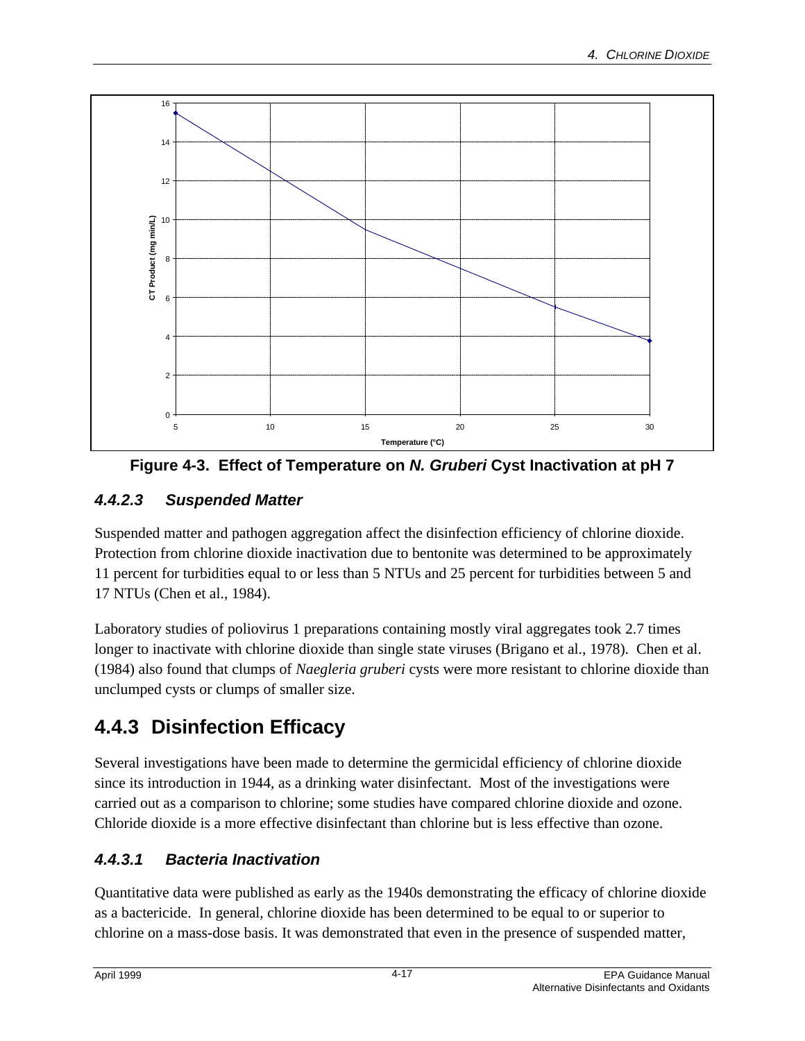Figure 4-3. Effect of Temperature on *N. Gruberi* Cyst Inactivation at pH 7

#### 4.4.2.3 Suspended Matter

Suspended matter and pathogen aggregation affect the disinfection efficiency of chlorine dioxide. Protection from chlorine dioxide inactivation due to bentonite was determined to be approximately 11 percent for turbidities equal to or less than 5 NTUs and 25 percent for turbidities between 5 and 17 NTUs (Chen et al., 1984).

Laboratory studies of poliovirus 1 preparations containing mostly viral aggregates took 2.7 times longer to inactivate with chlorine dioxide than single state viruses (Brigano et al., 1978). Chen et al. (1984) also found that clumps of *Naegleria gruberi* cysts were more resistant to chlorine dioxide than unclumped cysts or clumps of smaller size.

## 4.4.3 Disinfection Efficacy

Several investigations have been made to determine the germicidal efficiency of chlorine dioxide since its introduction in 1944, as a drinking water disinfectant. Most of the investigations were carried out as a comparison to chlorine; some studies have compared chlorine dioxide and ozone. Chloride dioxide is a more effective disinfectant than chlorine but is less effective than ozone.

#### 4.4.3.1 Bacteria Inactivation

Quantitative data were published as early as the 1940s demonstrating the efficacy of chlorine dioxide as a bactericide. In general, chlorine dioxide has been determined to be equal to or superior to chlorine on a mass-dose basis. It was demonstrated that even in the presence of suspended matter,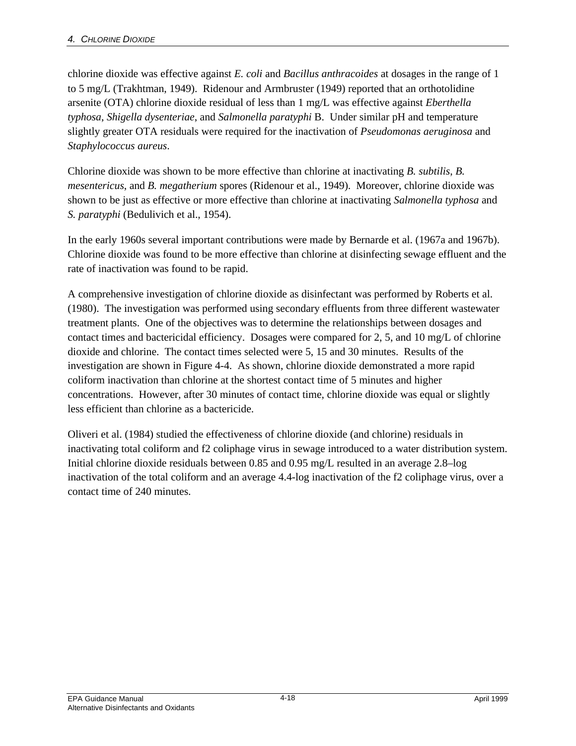chlorine dioxide was effective against *E. coli* and *Bacillus anthracoides* at dosages in the range of 1 to 5 mg/L (Trakhtman, 1949). Ridenour and Armbruster (1949) reported that an orthotolidine arsenite (OTA) chlorine dioxide residual of less than 1 mg/L was effective against *Eberthella typhosa*, *Shigella dysenteriae*, and *Salmonella paratyphi* B. Under similar pH and temperature slightly greater OTA residuals were required for the inactivation of *Pseudomonas aeruginosa* and *Staphylococcus aureus*.

Chlorine dioxide was shown to be more effective than chlorine at inactivating *B. subtilis*, *B. mesentericus*, and *B. megatherium* spores (Ridenour et al., 1949). Moreover, chlorine dioxide was shown to be just as effective or more effective than chlorine at inactivating *Salmonella typhosa* and *S. paratyphi* (Bedulivich et al., 1954).

In the early 1960s several important contributions were made by Bernarde et al. (1967a and 1967b). Chlorine dioxide was found to be more effective than chlorine at disinfecting sewage effluent and the rate of inactivation was found to be rapid.

A comprehensive investigation of chlorine dioxide as disinfectant was performed by Roberts et al. (1980). The investigation was performed using secondary effluents from three different wastewater treatment plants. One of the objectives was to determine the relationships between dosages and contact times and bactericidal efficiency. Dosages were compared for 2, 5, and 10 mg/L of chlorine dioxide and chlorine. The contact times selected were 5, 15 and 30 minutes. Results of the investigation are shown in Figure 4-4. As shown, chlorine dioxide demonstrated a more rapid coliform inactivation than chlorine at the shortest contact time of 5 minutes and higher concentrations. However, after 30 minutes of contact time, chlorine dioxide was equal or slightly less efficient than chlorine as a bactericide.

Oliveri et al. (1984) studied the effectiveness of chlorine dioxide (and chlorine) residuals in inactivating total coliform and f2 coliphage virus in sewage introduced to a water distribution system. Initial chlorine dioxide residuals between 0.85 and 0.95 mg/L resulted in an average 2.8–log inactivation of the total coliform and an average 4.4-log inactivation of the f2 coliphage virus, over a contact time of 240 minutes.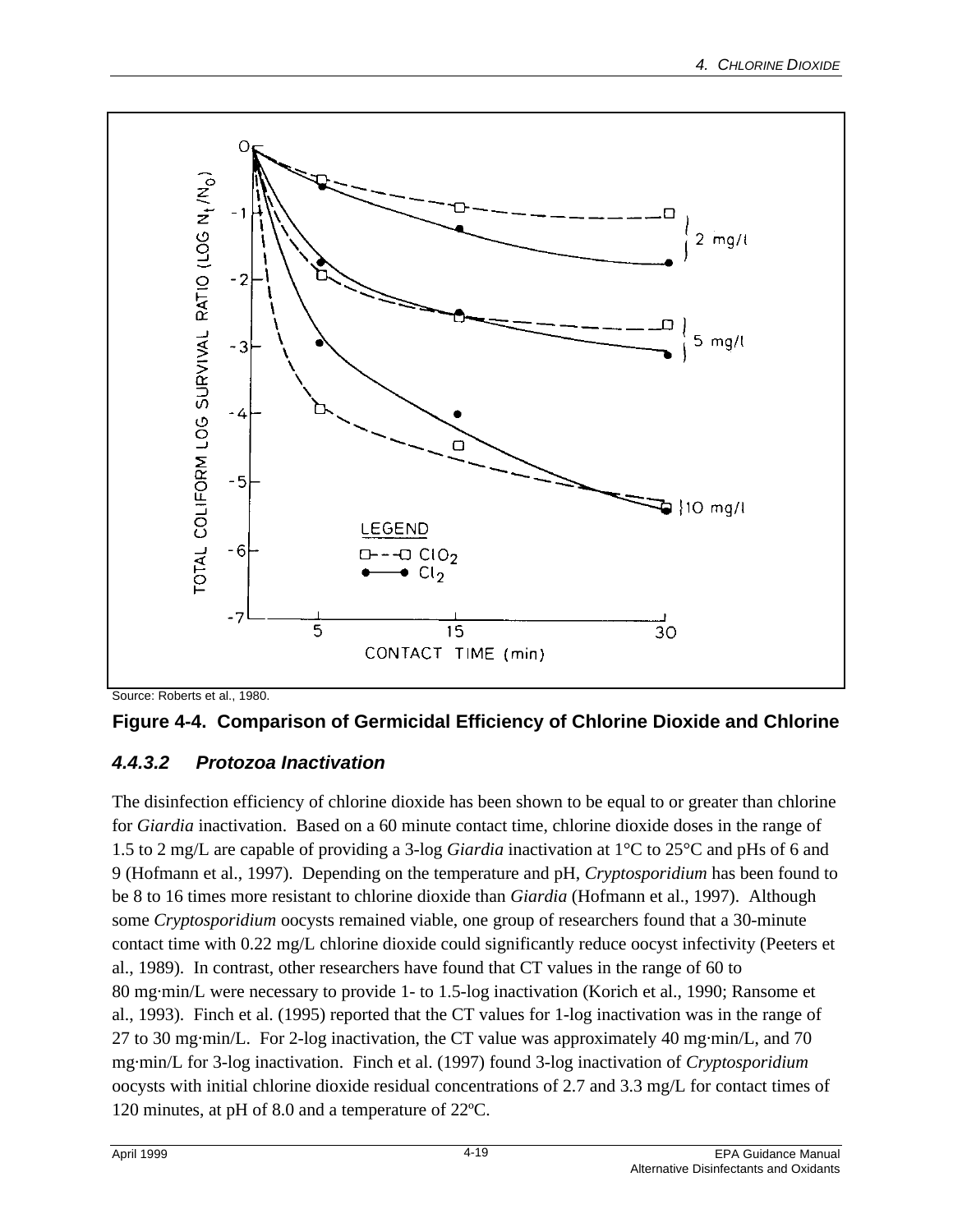Source: Roberts et al., 1980.

**Figure 4-4. Comparison of Germicidal Efficiency of Chlorine Dioxide and Chlorine**

### *4.4.3.2 Protozoa Inactivation*

The disinfection efficiency of chlorine dioxide has been shown to be equal to or greater than chlorine for *Giardia* inactivation. Based on a 60 minute contact time, chlorine dioxide doses in the range of 1.5 to 2 mg/L are capable of providing a 3-log *Giardia* inactivation at 1°C to 25°C and pHs of 6 and 9 (Hofmann et al., 1997). Depending on the temperature and pH, *Cryptosporidium* has been found to be 8 to 16 times more resistant to chlorine dioxide than *Giardia* (Hofmann et al., 1997). Although some *Cryptosporidium* oocysts remained viable, one group of researchers found that a 30-minute contact time with 0.22 mg/L chlorine dioxide could significantly reduce oocyst infectivity (Peeters et al., 1989). In contrast, other researchers have found that CT values in the range of 60 to 80 mg·min/L were necessary to provide 1- to 1.5-log inactivation (Korich et al., 1990; Ransome et al., 1993). Finch et al. (1995) reported that the CT values for 1-log inactivation was in the range of 27 to 30 mg·min/L. For 2-log inactivation, the CT value was approximately 40 mg·min/L, and 70 mg·min/L for 3-log inactivation. Finch et al. (1997) found 3-log inactivation of *Cryptosporidium* oocysts with initial chlorine dioxide residual concentrations of 2.7 and 3.3 mg/L for contact times of 120 minutes, at pH of 8.0 and a temperature of 22ºC.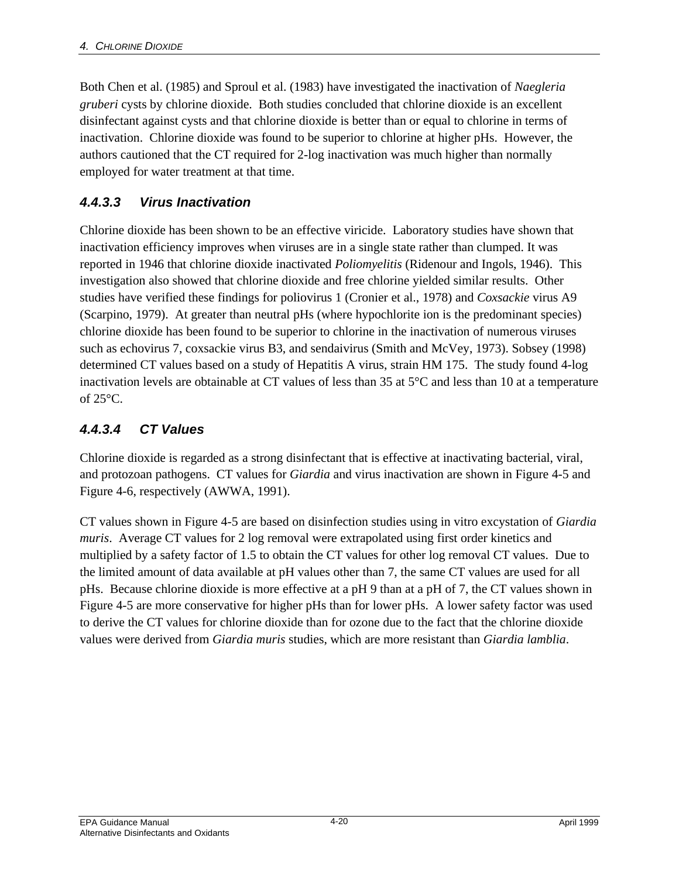Both Chen et al. (1985) and Sproul et al. (1983) have investigated the inactivation of *Naegleria gruberi* cysts by chlorine dioxide. Both studies concluded that chlorine dioxide is an excellent disinfectant against cysts and that chlorine dioxide is better than or equal to chlorine in terms of inactivation. Chlorine dioxide was found to be superior to chlorine at higher pHs. However, the authors cautioned that the CT required for 2-log inactivation was much higher than normally employed for water treatment at that time.

### 4.4.3.3 Virus Inactivation

Chlorine dioxide has been shown to be an effective viricide. Laboratory studies have shown that inactivation efficiency improves when viruses are in a single state rather than clumped. It was reported in 1946 that chlorine dioxide inactivated *Poliomyelitis* (Ridenour and Ingols, 1946). This investigation also showed that chlorine dioxide and free chlorine yielded similar results. Other studies have verified these findings for poliovirus 1 (Cronier et al., 1978) and *Coxsackie* virus A9 (Scarpino, 1979). At greater than neutral pHs (where hypochlorite ion is the predominant species) chlorine dioxide has been found to be superior to chlorine in the inactivation of numerous viruses such as echovirus 7, coxsackie virus B3, and sendaivirus (Smith and McVey, 1973). Sobsey (1998) determined CT values based on a study of Hepatitis A virus, strain HM 175. The study found 4-log inactivation levels are obtainable at CT values of less than 35 at 5°C and less than 10 at a temperature of 25°C.

### 4.4.3.4 CT Values

Chlorine dioxide is regarded as a strong disinfectant that is effective at inactivating bacterial, viral, and protozoan pathogens. CT values for *Giardia* and virus inactivation are shown in Figure 4-5 and Figure 4-6, respectively (AWWA, 1991).

CT values shown in Figure 4-5 are based on disinfection studies using in vitro excystation of *Giardia muris*. Average CT values for 2 log removal were extrapolated using first order kinetics and multiplied by a safety factor of 1.5 to obtain the CT values for other log removal CT values. Due to the limited amount of data available at pH values other than 7, the same CT values are used for all pHs. Because chlorine dioxide is more effective at a pH 9 than at a pH of 7, the CT values shown in Figure 4-5 are more conservative for higher pHs than for lower pHs. A lower safety factor was used to derive the CT values for chlorine dioxide than for ozone due to the fact that the chlorine dioxide values were derived from *Giardia muris* studies, which are more resistant than *Giardia lamblia*.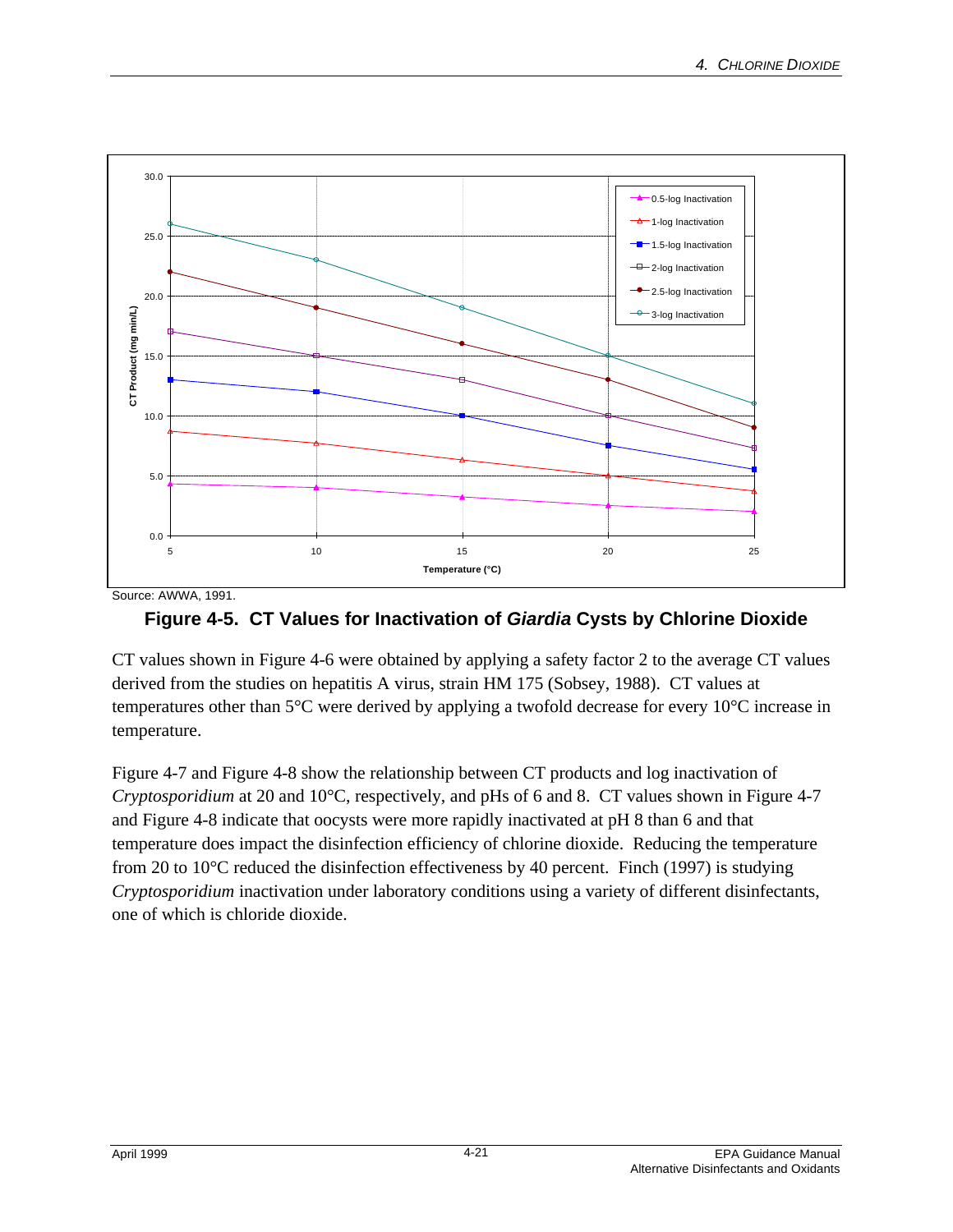Source: AWWA, 1991.

**Figure 4-5. CT Values for Inactivation of *Giardia* Cysts by Chlorine Dioxide**

CT values shown in Figure 4-6 were obtained by applying a safety factor 2 to the average CT values derived from the studies on hepatitis A virus, strain HM 175 (Sobsey, 1988). CT values at temperatures other than 5°C were derived by applying a twofold decrease for every 10°C increase in temperature.

Figure 4-7 and Figure 4-8 show the relationship between CT products and log inactivation of *Cryptosporidium* at 20 and 10°C, respectively, and pHs of 6 and 8. CT values shown in Figure 4-7 and Figure 4-8 indicate that oocysts were more rapidly inactivated at pH 8 than 6 and that temperature does impact the disinfection efficiency of chlorine dioxide. Reducing the temperature from 20 to 10°C reduced the disinfection effectiveness by 40 percent. Finch (1997) is studying *Cryptosporidium* inactivation under laboratory conditions using a variety of different disinfectants, one of which is chloride dioxide.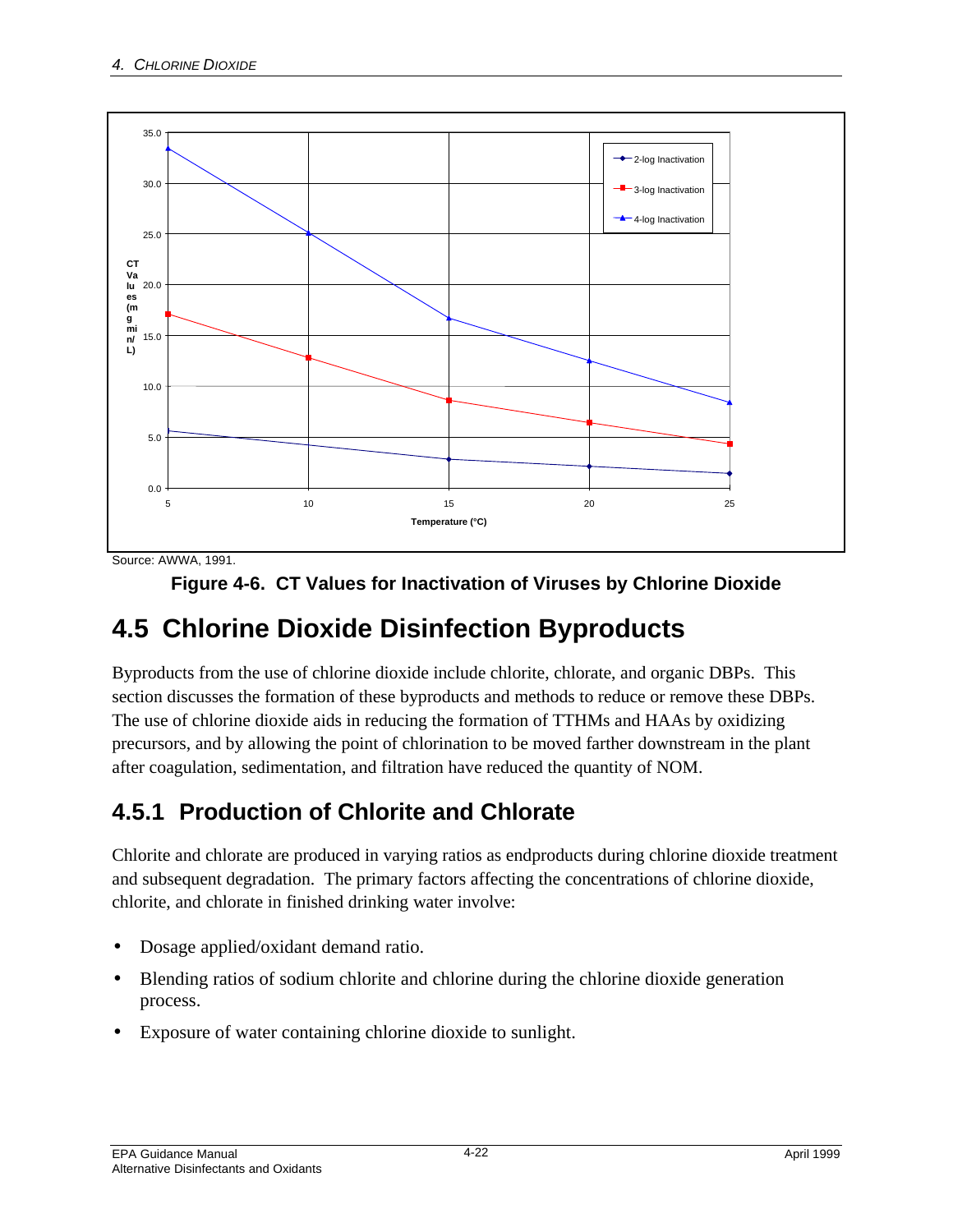Source: AWWA, 1991.

**Figure 4-6. CT Values for Inactivation of Viruses by Chlorine Dioxide**

## 4.5 Chlorine Dioxide Disinfection Byproducts

Byproducts from the use of chlorine dioxide include chlorite, chlorate, and organic DBPs. This section discusses the formation of these byproducts and methods to reduce or remove these DBPs. The use of chlorine dioxide aids in reducing the formation of TTHMs and HAAs by oxidizing precursors, and by allowing the point of chlorination to be moved farther downstream in the plant after coagulation, sedimentation, and filtration have reduced the quantity of NOM.

### 4.5.1 Production of Chlorite and Chlorate

Chlorite and chlorate are produced in varying ratios as endproducts during chlorine dioxide treatment and subsequent degradation. The primary factors affecting the concentrations of chlorine dioxide, chlorite, and chlorate in finished drinking water involve:

- Dosage applied/oxidant demand ratio.
- Blending ratios of sodium chlorite and chlorine during the chlorine dioxide generation process.
- Exposure of water containing chlorine dioxide to sunlight.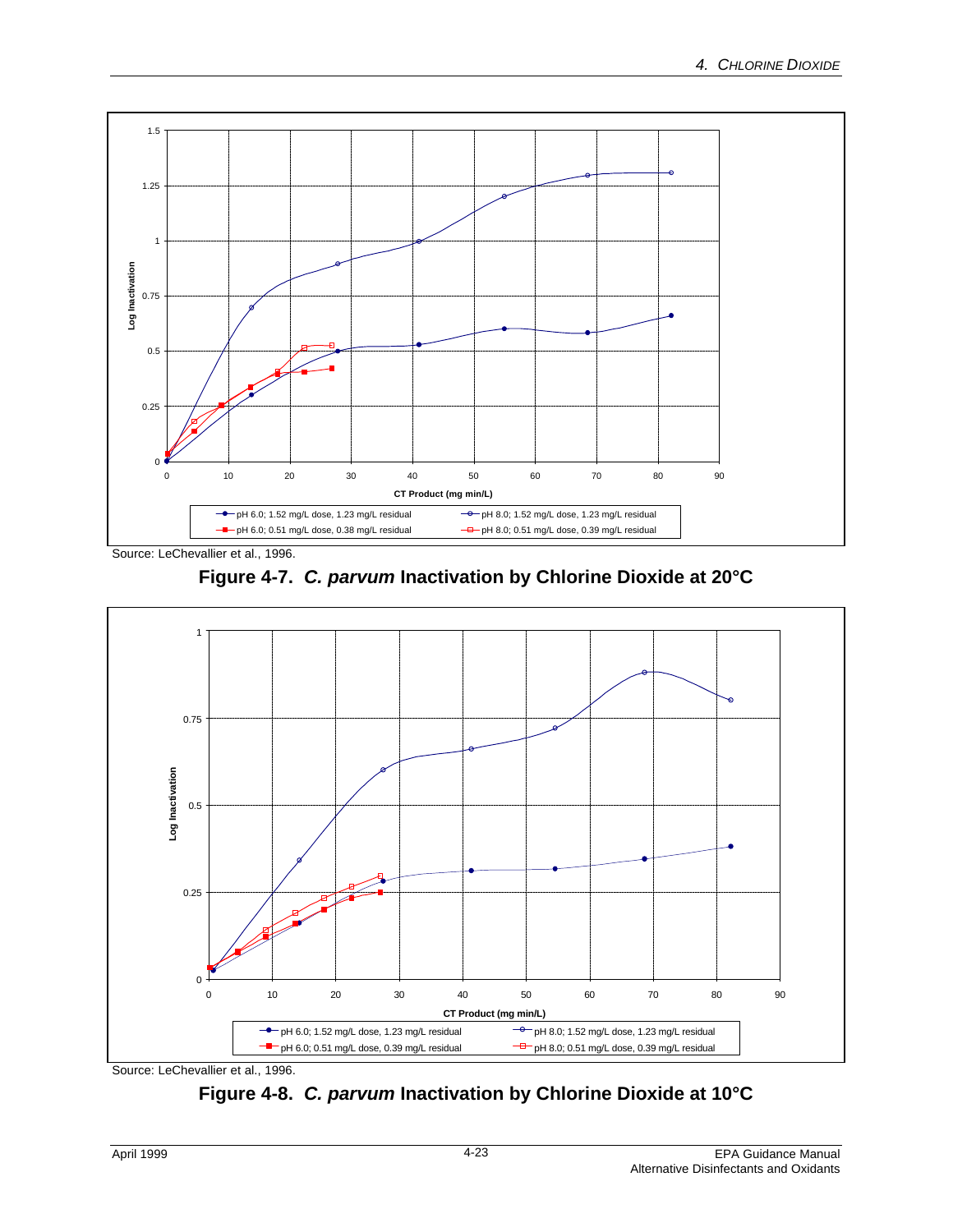Source: LeChevallier et al., 1996.

**Figure 4-7.** ***C. parvum*** **Inactivation by Chlorine Dioxide at 20°C**

Source: LeChevallier et al., 1996.

**Figure 4-8.** ***C. parvum*** **Inactivation by Chlorine Dioxide at 10°C**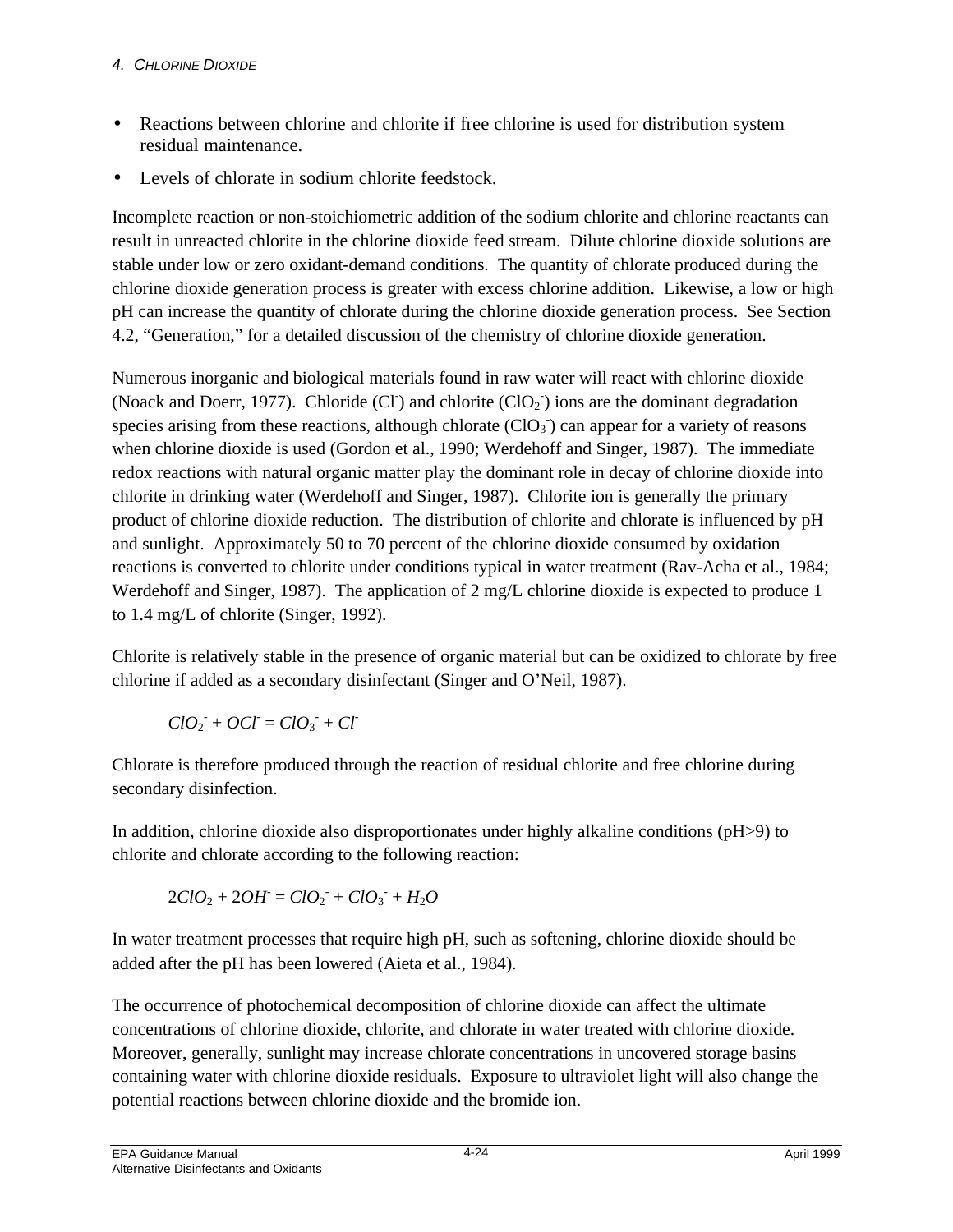- Reactions between chlorine and chlorite if free chlorine is used for distribution system residual maintenance.
- Levels of chlorate in sodium chlorite feedstock.

Incomplete reaction or non-stoichiometric addition of the sodium chlorite and chlorine reactants can result in unreacted chlorite in the chlorine dioxide feed stream. Dilute chlorine dioxide solutions are stable under low or zero oxidant-demand conditions. The quantity of chlorate produced during the chlorine dioxide generation process is greater with excess chlorine addition. Likewise, a low or high pH can increase the quantity of chlorate during the chlorine dioxide generation process. See Section 4.2, "Generation," for a detailed discussion of the chemistry of chlorine dioxide generation.

Numerous inorganic and biological materials found in raw water will react with chlorine dioxide (Noack and Doerr, 1977). Chloride ($Cl^-$) and chlorite ($ClO_2^-$) ions are the dominant degradation species arising from these reactions, although chlorate ($ClO_3^-$) can appear for a variety of reasons when chlorine dioxide is used (Gordon et al., 1990; Werdehoff and Singer, 1987). The immediate redox reactions with natural organic matter play the dominant role in decay of chlorine dioxide into chlorite in drinking water (Werdehoff and Singer, 1987). Chlorite ion is generally the primary product of chlorine dioxide reduction. The distribution of chlorite and chlorate is influenced by pH and sunlight. Approximately 50 to 70 percent of the chlorine dioxide consumed by oxidation reactions is converted to chlorite under conditions typical in water treatment (Rav-Acha et al., 1984; Werdehoff and Singer, 1987). The application of 2 mg/L chlorine dioxide is expected to produce 1 to 1.4 mg/L of chlorite (Singer, 1992).

Chlorite is relatively stable in the presence of organic material but can be oxidized to chlorate by free chlorine if added as a secondary disinfectant (Singer and O'Neil, 1987).

$$ClO_2^- + OCl^- = ClO_3^- + Cl^-$$

Chlorate is therefore produced through the reaction of residual chlorite and free chlorine during secondary disinfection.

In addition, chlorine dioxide also disproportionates under highly alkaline conditions (pH>9) to chlorite and chlorate according to the following reaction:

$$2ClO_2 + 2OH^- = ClO_2^- + ClO_3^- + H_2O$$

In water treatment processes that require high pH, such as softening, chlorine dioxide should be added after the pH has been lowered (Aieta et al., 1984).

The occurrence of photochemical decomposition of chlorine dioxide can affect the ultimate concentrations of chlorine dioxide, chlorite, and chlorate in water treated with chlorine dioxide. Moreover, generally, sunlight may increase chlorate concentrations in uncovered storage basins containing water with chlorine dioxide residuals. Exposure to ultraviolet light will also change the potential reactions between chlorine dioxide and the bromide ion.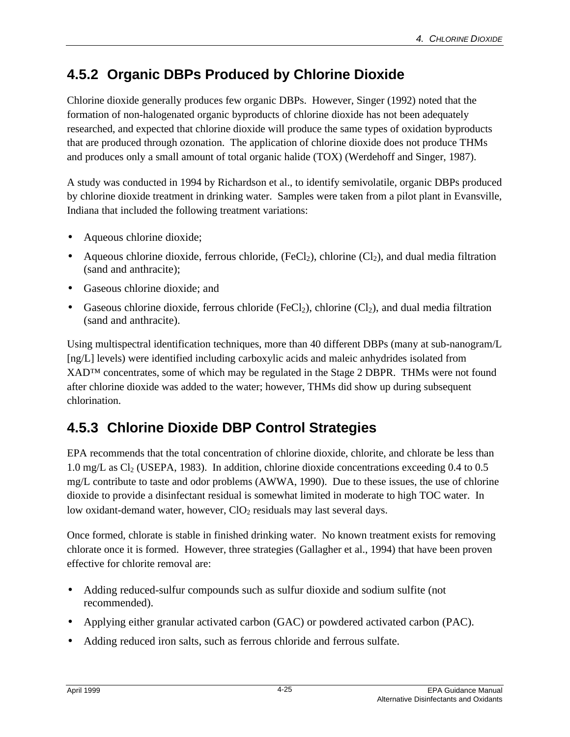### 4.5.2 Organic DBPs Produced by Chlorine Dioxide

Chlorine dioxide generally produces few organic DBPs. However, Singer (1992) noted that the formation of non-halogenated organic byproducts of chlorine dioxide has not been adequately researched, and expected that chlorine dioxide will produce the same types of oxidation byproducts that are produced through ozonation. The application of chlorine dioxide does not produce THMs and produces only a small amount of total organic halide (TOX) (Werdehoff and Singer, 1987).

A study was conducted in 1994 by Richardson et al., to identify semivolatile, organic DBPs produced by chlorine dioxide treatment in drinking water. Samples were taken from a pilot plant in Evansville, Indiana that included the following treatment variations:

- Aqueous chlorine dioxide;
- Aqueous chlorine dioxide, ferrous chloride, ($FeCl_2$), chlorine ($Cl_2$), and dual media filtration (sand and anthracite);
- Gaseous chlorine dioxide; and
- Gaseous chlorine dioxide, ferrous chloride ($FeCl_2$), chlorine ($Cl_2$), and dual media filtration (sand and anthracite).

Using multispectral identification techniques, more than 40 different DBPs (many at sub-nanogram/L [ng/L] levels) were identified including carboxylic acids and maleic anhydrides isolated from XAD™ concentrates, some of which may be regulated in the Stage 2 DBPR. THMs were not found after chlorine dioxide was added to the water; however, THMs did show up during subsequent chlorination.

### 4.5.3 Chlorine Dioxide DBP Control Strategies

EPA recommends that the total concentration of chlorine dioxide, chlorite, and chlorate be less than 1.0 mg/L as $Cl_2$ (USEPA, 1983). In addition, chlorine dioxide concentrations exceeding 0.4 to 0.5 mg/L contribute to taste and odor problems (AWWA, 1990). Due to these issues, the use of chlorine dioxide to provide a disinfectant residual is somewhat limited in moderate to high TOC water. In low oxidant-demand water, however, $ClO_2$ residuals may last several days.

Once formed, chlorate is stable in finished drinking water. No known treatment exists for removing chlorate once it is formed. However, three strategies (Gallagher et al., 1994) that have been proven effective for chlorite removal are:

- Adding reduced-sulfur compounds such as sulfur dioxide and sodium sulfite (not recommended).
- Applying either granular activated carbon (GAC) or powdered activated carbon (PAC).
- Adding reduced iron salts, such as ferrous chloride and ferrous sulfate.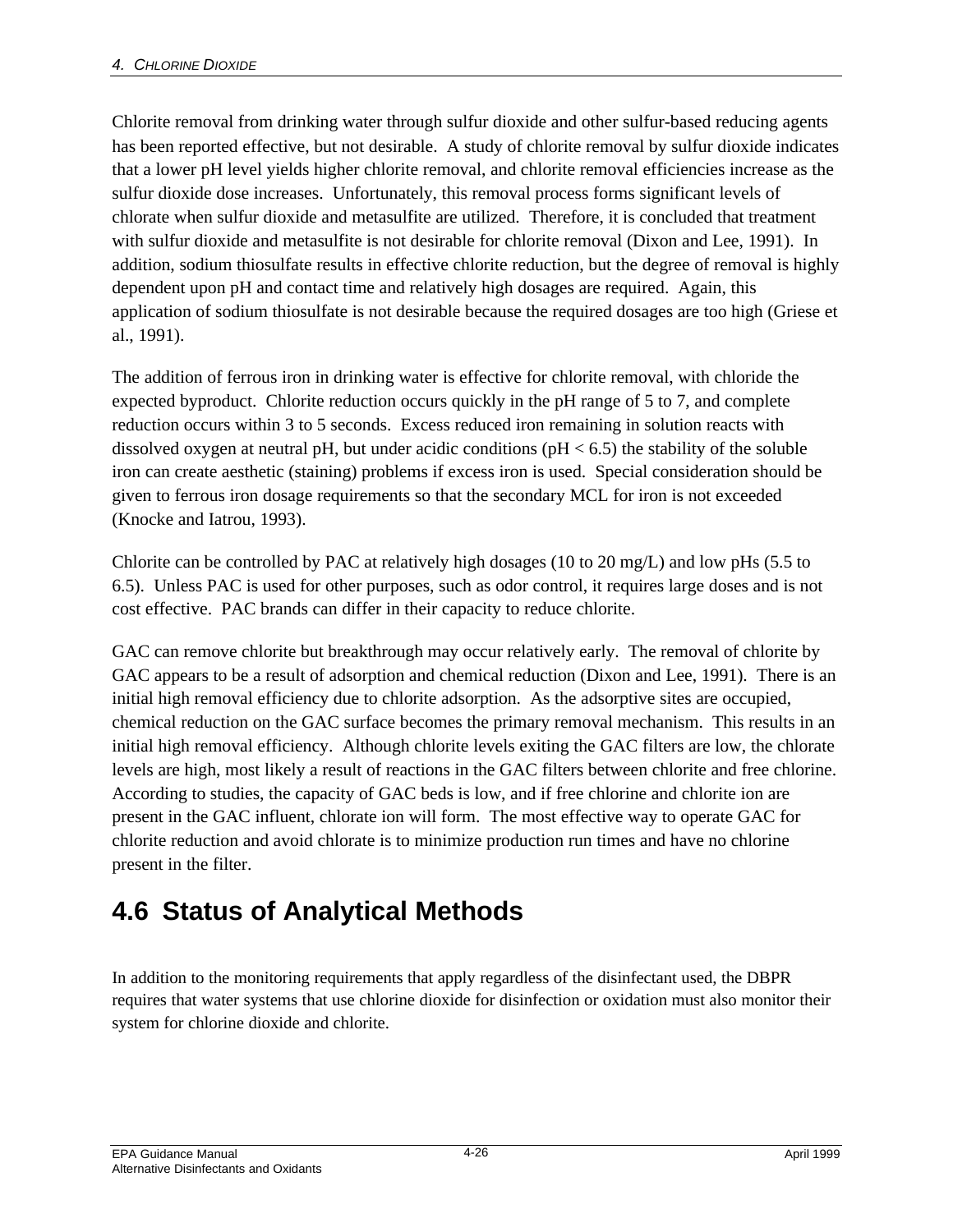Chlorite removal from drinking water through sulfur dioxide and other sulfur-based reducing agents has been reported effective, but not desirable. A study of chlorite removal by sulfur dioxide indicates that a lower pH level yields higher chlorite removal, and chlorite removal efficiencies increase as the sulfur dioxide dose increases. Unfortunately, this removal process forms significant levels of chlorate when sulfur dioxide and metasulfite are utilized. Therefore, it is concluded that treatment with sulfur dioxide and metasulfite is not desirable for chlorite removal (Dixon and Lee, 1991). In addition, sodium thiosulfate results in effective chlorite reduction, but the degree of removal is highly dependent upon pH and contact time and relatively high dosages are required. Again, this application of sodium thiosulfate is not desirable because the required dosages are too high (Griese et al., 1991).

The addition of ferrous iron in drinking water is effective for chlorite removal, with chloride the expected byproduct. Chlorite reduction occurs quickly in the pH range of 5 to 7, and complete reduction occurs within 3 to 5 seconds. Excess reduced iron remaining in solution reacts with dissolved oxygen at neutral pH, but under acidic conditions (pH < 6.5) the stability of the soluble iron can create aesthetic (staining) problems if excess iron is used. Special consideration should be given to ferrous iron dosage requirements so that the secondary MCL for iron is not exceeded (Knocke and Iatrou, 1993).

Chlorite can be controlled by PAC at relatively high dosages (10 to 20 mg/L) and low pHs (5.5 to 6.5). Unless PAC is used for other purposes, such as odor control, it requires large doses and is not cost effective. PAC brands can differ in their capacity to reduce chlorite.

GAC can remove chlorite but breakthrough may occur relatively early. The removal of chlorite by GAC appears to be a result of adsorption and chemical reduction (Dixon and Lee, 1991). There is an initial high removal efficiency due to chlorite adsorption. As the adsorptive sites are occupied, chemical reduction on the GAC surface becomes the primary removal mechanism. This results in an initial high removal efficiency. Although chlorite levels exiting the GAC filters are low, the chlorate levels are high, most likely a result of reactions in the GAC filters between chlorite and free chlorine. According to studies, the capacity of GAC beds is low, and if free chlorine and chlorite ion are present in the GAC influent, chlorate ion will form. The most effective way to operate GAC for chlorite reduction and avoid chlorate is to minimize production run times and have no chlorine present in the filter.

## 4.6 Status of Analytical Methods

In addition to the monitoring requirements that apply regardless of the disinfectant used, the DBPR requires that water systems that use chlorine dioxide for disinfection or oxidation must also monitor their system for chlorine dioxide and chlorite.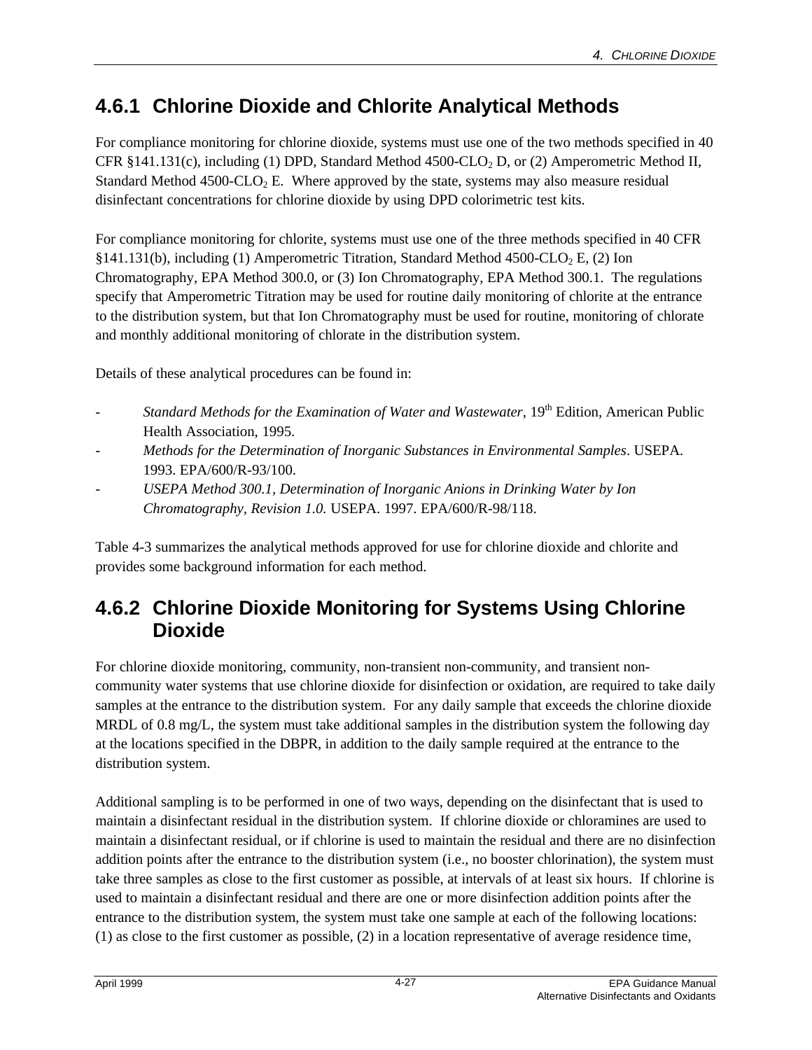## 4.6.1 Chlorine Dioxide and Chlorite Analytical Methods

For compliance monitoring for chlorine dioxide, systems must use one of the two methods specified in 40 CFR §141.131(c), including (1) DPD, Standard Method 4500-$CLO_2$ D, or (2) Amperometric Method II, Standard Method 4500-$CLO_2$ E. Where approved by the state, systems may also measure residual disinfectant concentrations for chlorine dioxide by using DPD colorimetric test kits.

For compliance monitoring for chlorite, systems must use one of the three methods specified in 40 CFR §141.131(b), including (1) Amperometric Titration, Standard Method 4500-$CLO_2$ E, (2) Ion Chromatography, EPA Method 300.0, or (3) Ion Chromatography, EPA Method 300.1. The regulations specify that Amperometric Titration may be used for routine daily monitoring of chlorite at the entrance to the distribution system, but that Ion Chromatography must be used for routine, monitoring of chlorate and monthly additional monitoring of chlorate in the distribution system.

Details of these analytical procedures can be found in:

- *Standard Methods for the Examination of Water and Wastewater*, 19th Edition, American Public Health Association, 1995.
- *Methods for the Determination of Inorganic Substances in Environmental Samples*. USEPA. 1993. EPA/600/R-93/100.
- *USEPA Method 300.1, Determination of Inorganic Anions in Drinking Water by Ion Chromatography, Revision 1.0.* USEPA. 1997. EPA/600/R-98/118.

Table 4-3 summarizes the analytical methods approved for use for chlorine dioxide and chlorite and provides some background information for each method.

## 4.6.2 Chlorine Dioxide Monitoring for Systems Using Chlorine Dioxide

For chlorine dioxide monitoring, community, non-transient non-community, and transient non-community water systems that use chlorine dioxide for disinfection or oxidation, are required to take daily samples at the entrance to the distribution system. For any daily sample that exceeds the chlorine dioxide MRDL of 0.8 mg/L, the system must take additional samples in the distribution system the following day at the locations specified in the DBPR, in addition to the daily sample required at the entrance to the distribution system.

Additional sampling is to be performed in one of two ways, depending on the disinfectant that is used to maintain a disinfectant residual in the distribution system. If chlorine dioxide or chloramines are used to maintain a disinfectant residual, or if chlorine is used to maintain the residual and there are no disinfection addition points after the entrance to the distribution system (i.e., no booster chlorination), the system must take three samples as close to the first customer as possible, at intervals of at least six hours. If chlorine is used to maintain a disinfectant residual and there are one or more disinfection addition points after the entrance to the distribution system, the system must take one sample at each of the following locations: (1) as close to the first customer as possible, (2) in a location representative of average residence time,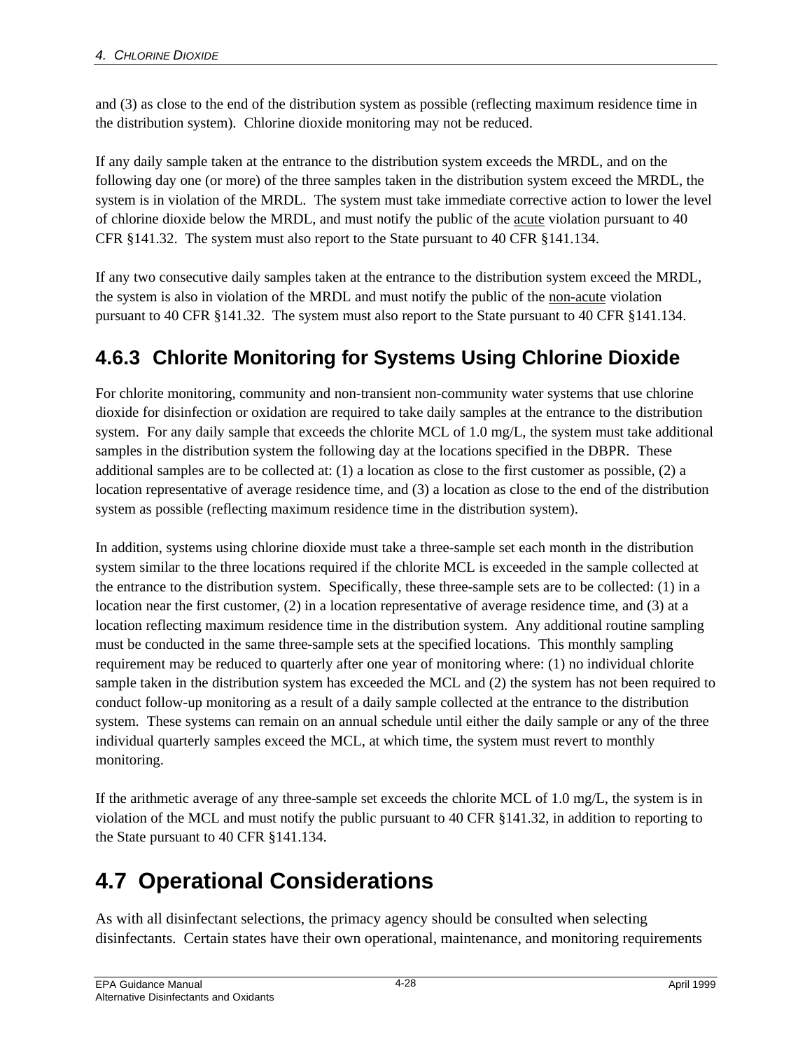and (3) as close to the end of the distribution system as possible (reflecting maximum residence time in the distribution system). Chlorine dioxide monitoring may not be reduced.

If any daily sample taken at the entrance to the distribution system exceeds the MRDL, and on the following day one (or more) of the three samples taken in the distribution system exceed the MRDL, the system is in violation of the MRDL. The system must take immediate corrective action to lower the level of chlorine dioxide below the MRDL, and must notify the public of the acute violation pursuant to 40 CFR §141.32. The system must also report to the State pursuant to 40 CFR §141.134.

If any two consecutive daily samples taken at the entrance to the distribution system exceed the MRDL, the system is also in violation of the MRDL and must notify the public of the non-acute violation pursuant to 40 CFR §141.32. The system must also report to the State pursuant to 40 CFR §141.134.

### 4.6.3 Chlorite Monitoring for Systems Using Chlorine Dioxide

For chlorite monitoring, community and non-transient non-community water systems that use chlorine dioxide for disinfection or oxidation are required to take daily samples at the entrance to the distribution system. For any daily sample that exceeds the chlorite MCL of 1.0 mg/L, the system must take additional samples in the distribution system the following day at the locations specified in the DBPR. These additional samples are to be collected at: (1) a location as close to the first customer as possible, (2) a location representative of average residence time, and (3) a location as close to the end of the distribution system as possible (reflecting maximum residence time in the distribution system).

In addition, systems using chlorine dioxide must take a three-sample set each month in the distribution system similar to the three locations required if the chlorite MCL is exceeded in the sample collected at the entrance to the distribution system. Specifically, these three-sample sets are to be collected: (1) in a location near the first customer, (2) in a location representative of average residence time, and (3) at a location reflecting maximum residence time in the distribution system. Any additional routine sampling must be conducted in the same three-sample sets at the specified locations. This monthly sampling requirement may be reduced to quarterly after one year of monitoring where: (1) no individual chlorite sample taken in the distribution system has exceeded the MCL and (2) the system has not been required to conduct follow-up monitoring as a result of a daily sample collected at the entrance to the distribution system. These systems can remain on an annual schedule until either the daily sample or any of the three individual quarterly samples exceed the MCL, at which time, the system must revert to monthly monitoring.

If the arithmetic average of any three-sample set exceeds the chlorite MCL of 1.0 mg/L, the system is in violation of the MCL and must notify the public pursuant to 40 CFR §141.32, in addition to reporting to the State pursuant to 40 CFR §141.134.

## 4.7 Operational Considerations

As with all disinfectant selections, the primacy agency should be consulted when selecting disinfectants. Certain states have their own operational, maintenance, and monitoring requirements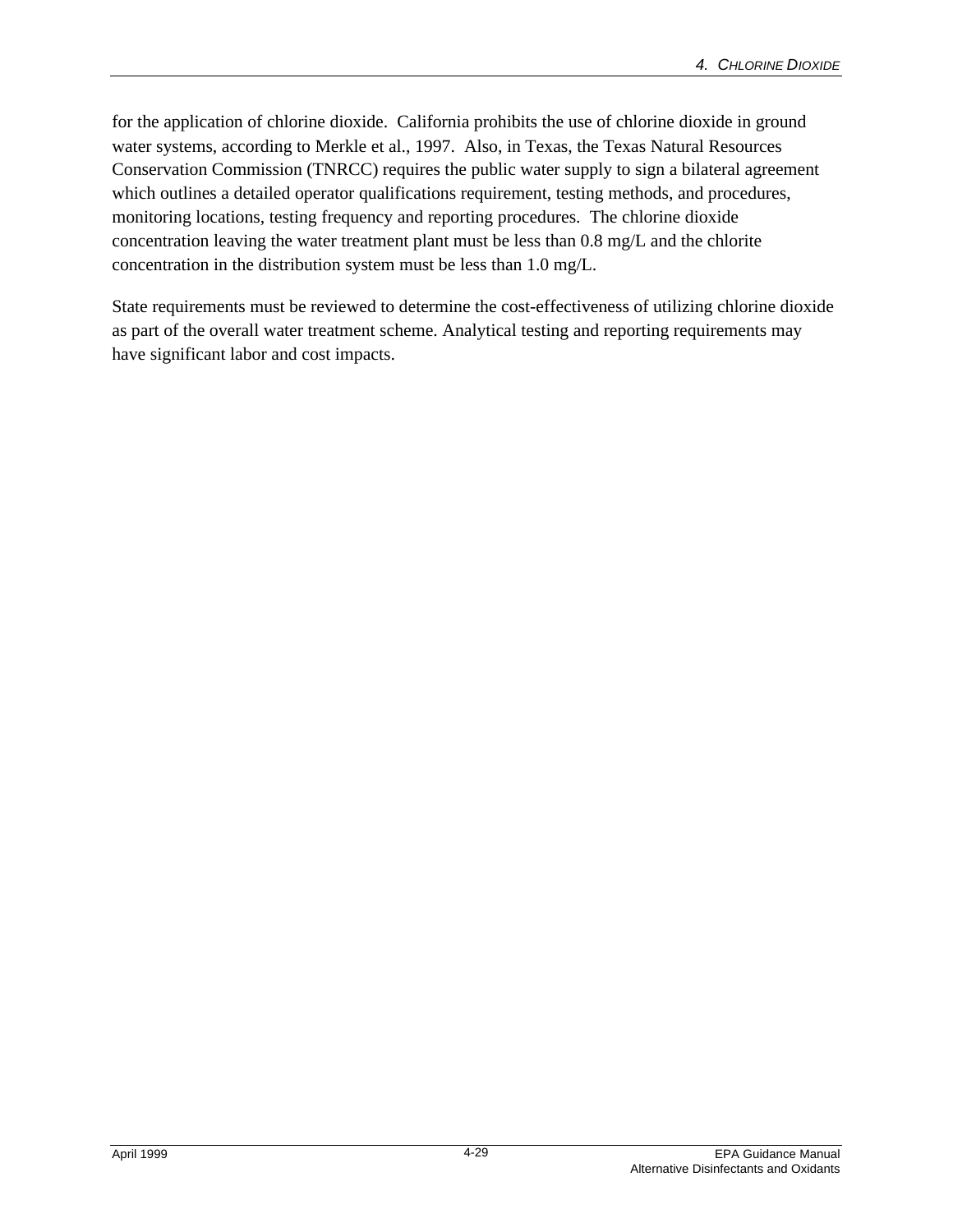for the application of chlorine dioxide. California prohibits the use of chlorine dioxide in ground water systems, according to Merkle et al., 1997. Also, in Texas, the Texas Natural Resources Conservation Commission (TNRCC) requires the public water supply to sign a bilateral agreement which outlines a detailed operator qualifications requirement, testing methods, and procedures, monitoring locations, testing frequency and reporting procedures. The chlorine dioxide concentration leaving the water treatment plant must be less than 0.8 mg/L and the chlorite concentration in the distribution system must be less than 1.0 mg/L.

State requirements must be reviewed to determine the cost-effectiveness of utilizing chlorine dioxide as part of the overall water treatment scheme. Analytical testing and reporting requirements may have significant labor and cost impacts.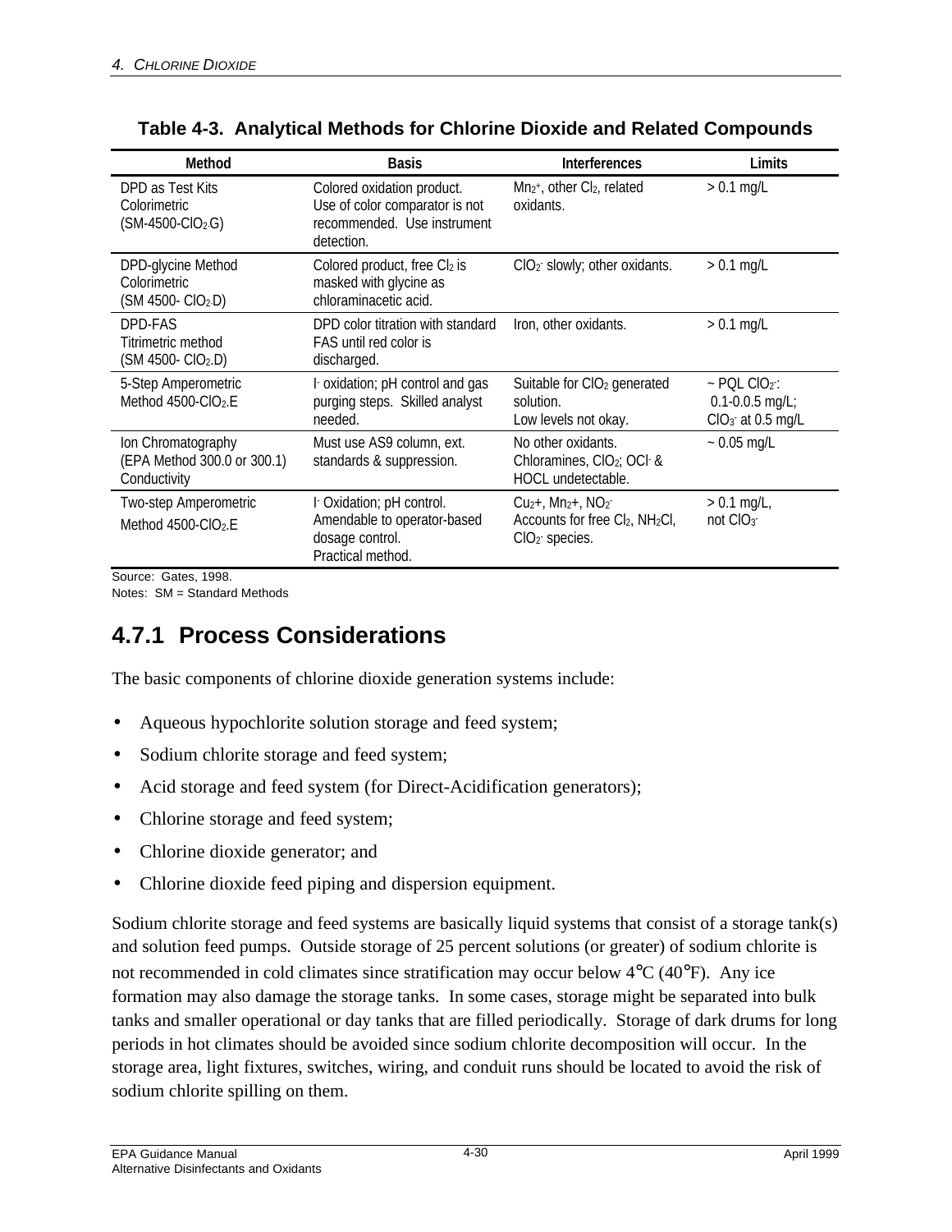**Table 4-3. Analytical Methods for Chlorine Dioxide and Related Compounds**

| Method | Basis | Interferences | Limits |
|---|---|---|---|
| DPD as Test Kits Colorimetric (SM-4500-$ClO_2$.G) | Colored oxidation product. Use of color comparator is not recommended. Use instrument detection. | $Mn_{2+}$, other $Cl_2$, related oxidants. | > 0.1 mg/L |
| DPD-glycine Method Colorimetric (SM 4500- $ClO_2$.D) | Colored product, free $Cl_2$ is masked with glycine as chloraminacetic acid. | $ClO_2^-$ slowly; other oxidants. | > 0.1 mg/L |
| DPD-FAS Titrimetric method (SM 4500- $ClO_2$.D) | DPD color titration with standard FAS until red color is discharged. | Iron, other oxidants. | > 0.1 mg/L |
| 5-Step Amperometric Method 4500-$ClO_2$.E | $I^-$ oxidation; pH control and gas purging steps. Skilled analyst needed. | Suitable for $ClO_2$ generated solution. Low levels not okay. | ~ PQL $ClO_2^-$: 0.1-0.0.5 mg/L; $ClO_3^-$ at 0.5 mg/L |
| Ion Chromatography (EPA Method 300.0 or 300.1) Conductivity | Must use AS9 column, ext. standards & suppression. | No other oxidants. Chloramines, $ClO_2$; $OCl^-$ & HOCL undetectable. | ~ 0.05 mg/L |
| Two-step Amperometric Method 4500-$ClO_2$.E | $I^-$ Oxidation; pH control. Amendable to operator-based dosage control. Practical method. | $Cu_2$+, $Mn_2$+, $NO_2^-$ Accounts for free $Cl_2$, $NH_2Cl$, $ClO_2^-$ species. | > 0.1 mg/L, not $ClO_3^-$ |

Source: Gates, 1998.
Notes: SM = Standard Methods

## 4.7.1 Process Considerations

The basic components of chlorine dioxide generation systems include:

- Aqueous hypochlorite solution storage and feed system;
- Sodium chlorite storage and feed system;
- Acid storage and feed system (for Direct-Acidification generators);
- Chlorine storage and feed system;
- Chlorine dioxide generator; and
- Chlorine dioxide feed piping and dispersion equipment.

Sodium chlorite storage and feed systems are basically liquid systems that consist of a storage tank(s) and solution feed pumps. Outside storage of 25 percent solutions (or greater) of sodium chlorite is not recommended in cold climates since stratification may occur below 4°C (40°F). Any ice formation may also damage the storage tanks. In some cases, storage might be separated into bulk tanks and smaller operational or day tanks that are filled periodically. Storage of dark drums for long periods in hot climates should be avoided since sodium chlorite decomposition will occur. In the storage area, light fixtures, switches, wiring, and conduit runs should be located to avoid the risk of sodium chlorite spilling on them.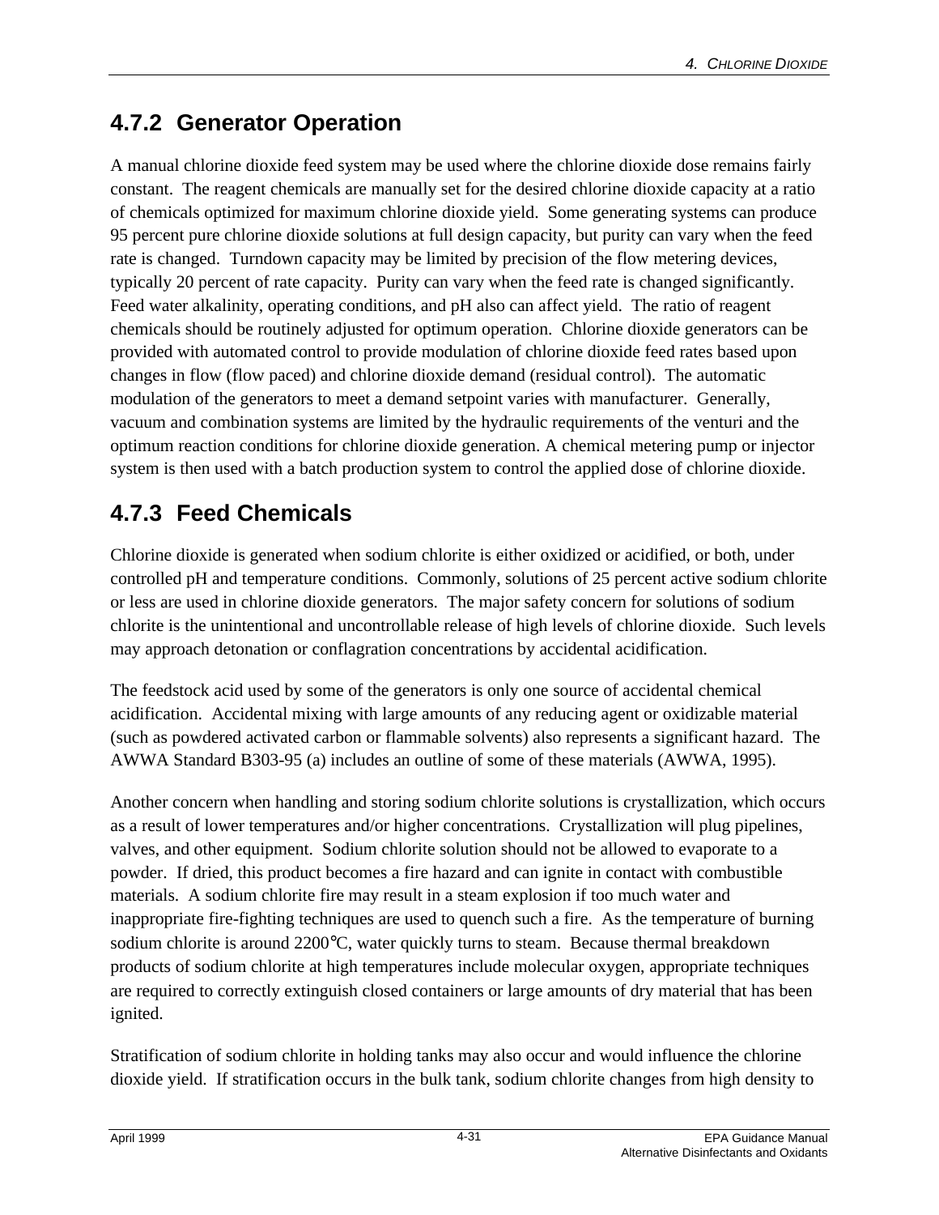## 4.7.2 Generator Operation

A manual chlorine dioxide feed system may be used where the chlorine dioxide dose remains fairly constant. The reagent chemicals are manually set for the desired chlorine dioxide capacity at a ratio of chemicals optimized for maximum chlorine dioxide yield. Some generating systems can produce 95 percent pure chlorine dioxide solutions at full design capacity, but purity can vary when the feed rate is changed. Turndown capacity may be limited by precision of the flow metering devices, typically 20 percent of rate capacity. Purity can vary when the feed rate is changed significantly. Feed water alkalinity, operating conditions, and pH also can affect yield. The ratio of reagent chemicals should be routinely adjusted for optimum operation. Chlorine dioxide generators can be provided with automated control to provide modulation of chlorine dioxide feed rates based upon changes in flow (flow paced) and chlorine dioxide demand (residual control). The automatic modulation of the generators to meet a demand setpoint varies with manufacturer. Generally, vacuum and combination systems are limited by the hydraulic requirements of the venturi and the optimum reaction conditions for chlorine dioxide generation. A chemical metering pump or injector system is then used with a batch production system to control the applied dose of chlorine dioxide.

## 4.7.3 Feed Chemicals

Chlorine dioxide is generated when sodium chlorite is either oxidized or acidified, or both, under controlled pH and temperature conditions. Commonly, solutions of 25 percent active sodium chlorite or less are used in chlorine dioxide generators. The major safety concern for solutions of sodium chlorite is the unintentional and uncontrollable release of high levels of chlorine dioxide. Such levels may approach detonation or conflagration concentrations by accidental acidification.

The feedstock acid used by some of the generators is only one source of accidental chemical acidification. Accidental mixing with large amounts of any reducing agent or oxidizable material (such as powdered activated carbon or flammable solvents) also represents a significant hazard. The AWWA Standard B303-95 (a) includes an outline of some of these materials (AWWA, 1995).

Another concern when handling and storing sodium chlorite solutions is crystallization, which occurs as a result of lower temperatures and/or higher concentrations. Crystallization will plug pipelines, valves, and other equipment. Sodium chlorite solution should not be allowed to evaporate to a powder. If dried, this product becomes a fire hazard and can ignite in contact with combustible materials. A sodium chlorite fire may result in a steam explosion if too much water and inappropriate fire-fighting techniques are used to quench such a fire. As the temperature of burning sodium chlorite is around 2200°C, water quickly turns to steam. Because thermal breakdown products of sodium chlorite at high temperatures include molecular oxygen, appropriate techniques are required to correctly extinguish closed containers or large amounts of dry material that has been ignited.

Stratification of sodium chlorite in holding tanks may also occur and would influence the chlorine dioxide yield. If stratification occurs in the bulk tank, sodium chlorite changes from high density to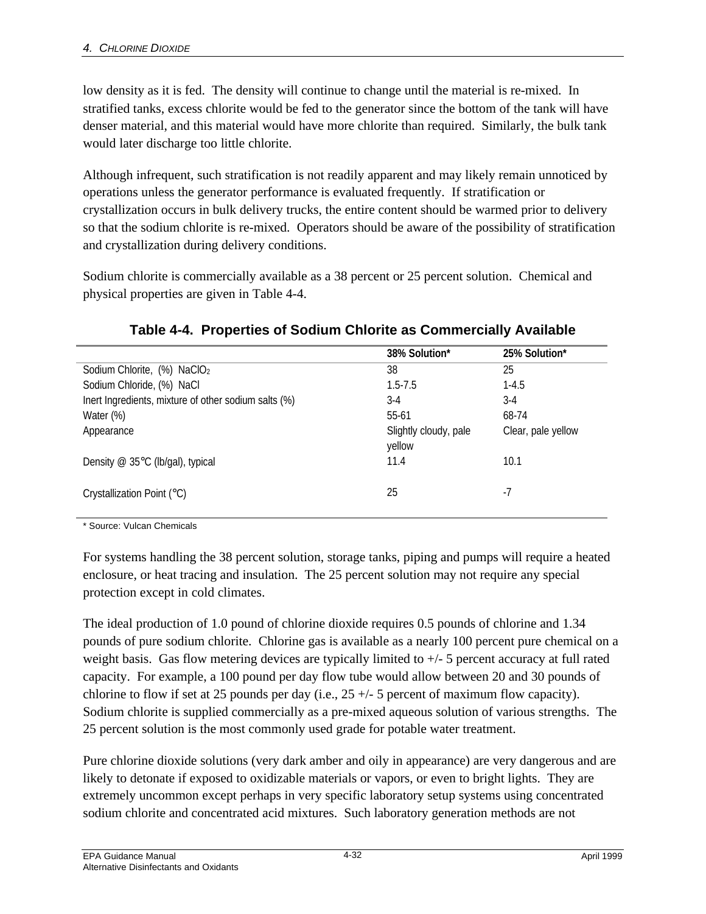low density as it is fed. The density will continue to change until the material is re-mixed. In stratified tanks, excess chlorite would be fed to the generator since the bottom of the tank will have denser material, and this material would have more chlorite than required. Similarly, the bulk tank would later discharge too little chlorite.

Although infrequent, such stratification is not readily apparent and may likely remain unnoticed by operations unless the generator performance is evaluated frequently. If stratification or crystallization occurs in bulk delivery trucks, the entire content should be warmed prior to delivery so that the sodium chlorite is re-mixed. Operators should be aware of the possibility of stratification and crystallization during delivery conditions.

Sodium chlorite is commercially available as a 38 percent or 25 percent solution. Chemical and physical properties are given in Table 4-4.

**Table 4-4. Properties of Sodium Chlorite as Commercially Available**

| | 38% Solution* | 25% Solution* |
|---|---|---|
| Sodium Chlorite, (%) $NaClO_2$ | 38 | 25 |
| Sodium Chloride, (%) NaCl | 1.5-7.5 | 1-4.5 |
| Inert Ingredients, mixture of other sodium salts (%) | 3-4 | 3-4 |
| Water (%) | 55-61 | 68-74 |
| Appearance | Slightly cloudy, pale yellow | Clear, pale yellow |
| Density @ 35°C (lb/gal), typical | 11.4 | 10.1 |
| Crystallization Point (°C) | 25 | -7 |

* Source: Vulcan Chemicals

For systems handling the 38 percent solution, storage tanks, piping and pumps will require a heated enclosure, or heat tracing and insulation. The 25 percent solution may not require any special protection except in cold climates.

The ideal production of 1.0 pound of chlorine dioxide requires 0.5 pounds of chlorine and 1.34 pounds of pure sodium chlorite. Chlorine gas is available as a nearly 100 percent pure chemical on a weight basis. Gas flow metering devices are typically limited to +/- 5 percent accuracy at full rated capacity. For example, a 100 pound per day flow tube would allow between 20 and 30 pounds of chlorine to flow if set at 25 pounds per day (i.e., 25 +/- 5 percent of maximum flow capacity). Sodium chlorite is supplied commercially as a pre-mixed aqueous solution of various strengths. The 25 percent solution is the most commonly used grade for potable water treatment.

Pure chlorine dioxide solutions (very dark amber and oily in appearance) are very dangerous and are likely to detonate if exposed to oxidizable materials or vapors, or even to bright lights. They are extremely uncommon except perhaps in very specific laboratory setup systems using concentrated sodium chlorite and concentrated acid mixtures. Such laboratory generation methods are not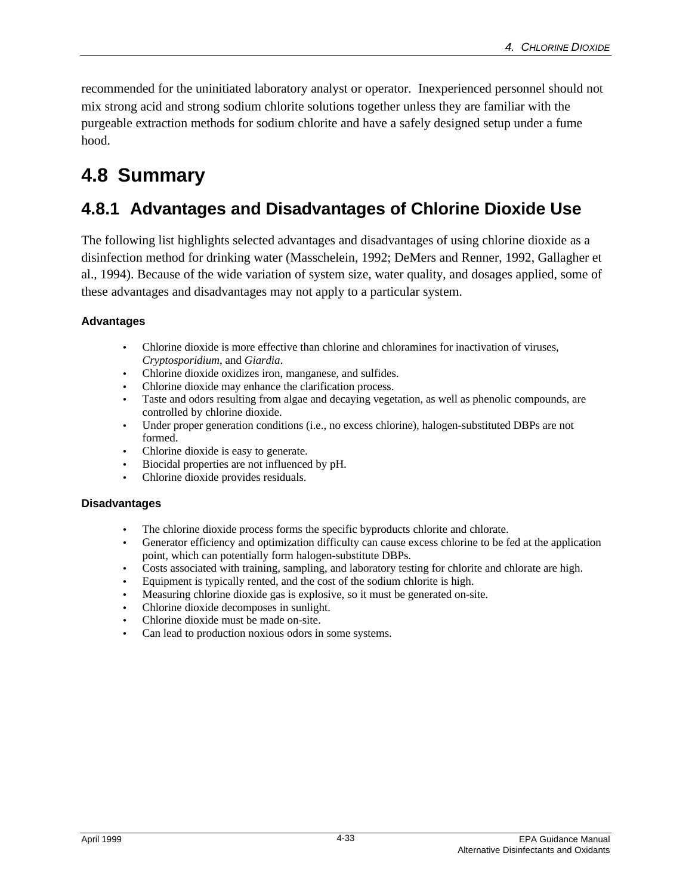recommended for the uninitiated laboratory analyst or operator. Inexperienced personnel should not mix strong acid and strong sodium chlorite solutions together unless they are familiar with the purgeable extraction methods for sodium chlorite and have a safely designed setup under a fume hood.

# 4.8 Summary

## 4.8.1 Advantages and Disadvantages of Chlorine Dioxide Use

The following list highlights selected advantages and disadvantages of using chlorine dioxide as a disinfection method for drinking water (Masschelein, 1992; DeMers and Renner, 1992, Gallagher et al., 1994). Because of the wide variation of system size, water quality, and dosages applied, some of these advantages and disadvantages may not apply to a particular system.

**Advantages**

- Chlorine dioxide is more effective than chlorine and chloramines for inactivation of viruses, *Cryptosporidium*, and *Giardia*.
- Chlorine dioxide oxidizes iron, manganese, and sulfides.
- Chlorine dioxide may enhance the clarification process.
- Taste and odors resulting from algae and decaying vegetation, as well as phenolic compounds, are controlled by chlorine dioxide.
- Under proper generation conditions (i.e., no excess chlorine), halogen-substituted DBPs are not formed.
- Chlorine dioxide is easy to generate.
- Biocidal properties are not influenced by pH.
- Chlorine dioxide provides residuals.

**Disadvantages**

- The chlorine dioxide process forms the specific byproducts chlorite and chlorate.
- Generator efficiency and optimization difficulty can cause excess chlorine to be fed at the application point, which can potentially form halogen-substitute DBPs.
- Costs associated with training, sampling, and laboratory testing for chlorite and chlorate are high.
- Equipment is typically rented, and the cost of the sodium chlorite is high.
- Measuring chlorine dioxide gas is explosive, so it must be generated on-site.
- Chlorine dioxide decomposes in sunlight.
- Chlorine dioxide must be made on-site.
- Can lead to production noxious odors in some systems.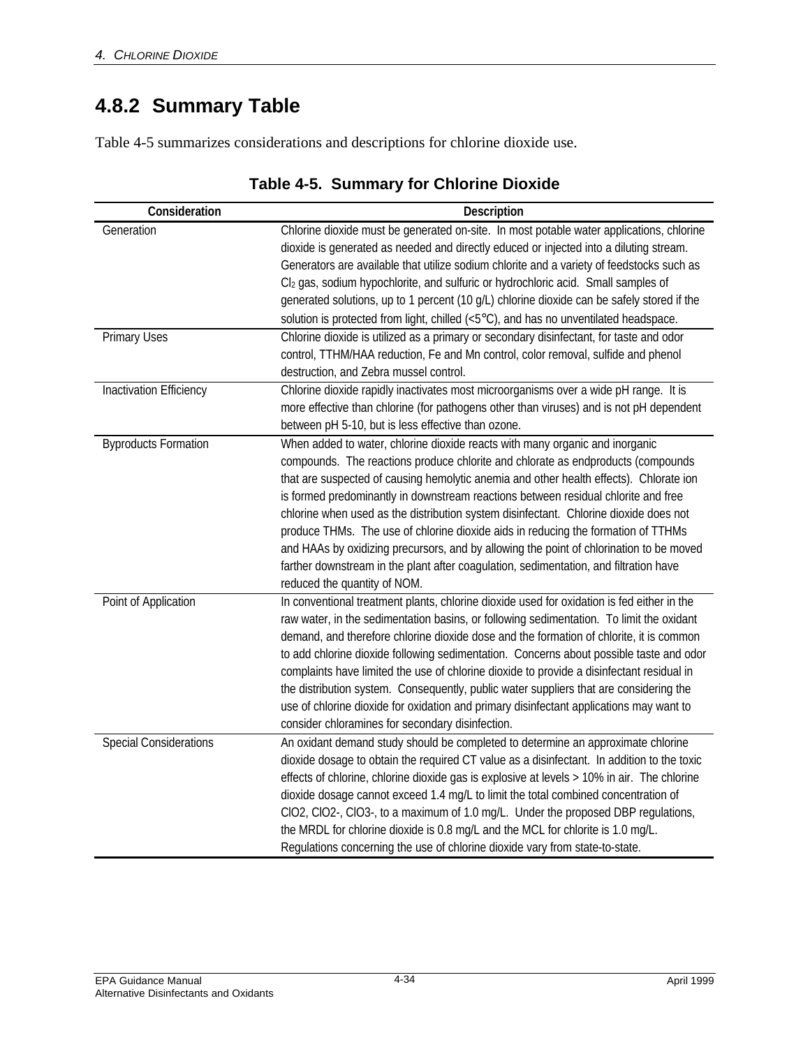## 4.8.2 Summary Table

Table 4-5 summarizes considerations and descriptions for chlorine dioxide use.

**Table 4-5. Summary for Chlorine Dioxide**

| Consideration | Description |
| --- | --- |
| Generation | Chlorine dioxide must be generated on-site. In most potable water applications, chlorine dioxide is generated as needed and directly educed or injected into a diluting stream. Generators are available that utilize sodium chlorite and a variety of feedstocks such as $Cl_2$ gas, sodium hypochlorite, and sulfuric or hydrochloric acid. Small samples of generated solutions, up to 1 percent (10 g/L) chlorine dioxide can be safely stored if the solution is protected from light, chilled (<5°C), and has no unventilated headspace. |
| Primary Uses | Chlorine dioxide is utilized as a primary or secondary disinfectant, for taste and odor control, TTHM/HAA reduction, Fe and Mn control, color removal, sulfide and phenol destruction, and Zebra mussel control. |
| Inactivation Efficiency | Chlorine dioxide rapidly inactivates most microorganisms over a wide pH range. It is more effective than chlorine (for pathogens other than viruses) and is not pH dependent between pH 5-10, but is less effective than ozone. |
| Byproducts Formation | When added to water, chlorine dioxide reacts with many organic and inorganic compounds. The reactions produce chlorite and chlorate as endproducts (compounds that are suspected of causing hemolytic anemia and other health effects). Chlorate ion is formed predominantly in downstream reactions between residual chlorite and free chlorine when used as the distribution system disinfectant. Chlorine dioxide does not produce THMs. The use of chlorine dioxide aids in reducing the formation of TTHMs and HAAs by oxidizing precursors, and by allowing the point of chlorination to be moved farther downstream in the plant after coagulation, sedimentation, and filtration have reduced the quantity of NOM. |
| Point of Application | In conventional treatment plants, chlorine dioxide used for oxidation is fed either in the raw water, in the sedimentation basins, or following sedimentation. To limit the oxidant demand, and therefore chlorine dioxide dose and the formation of chlorite, it is common to add chlorine dioxide following sedimentation. Concerns about possible taste and odor complaints have limited the use of chlorine dioxide to provide a disinfectant residual in the distribution system. Consequently, public water suppliers that are considering the use of chlorine dioxide for oxidation and primary disinfectant applications may want to consider chloramines for secondary disinfection. |
| Special Considerations | An oxidant demand study should be completed to determine an approximate chlorine dioxide dosage to obtain the required CT value as a disinfectant. In addition to the toxic effects of chlorine, chlorine dioxide gas is explosive at levels > 10% in air. The chlorine dioxide dosage cannot exceed 1.4 mg/L to limit the total combined concentration of $ClO_2$, $ClO_2^-$, $ClO_3^-$, to a maximum of 1.0 mg/L. Under the proposed DBP regulations, the MRDL for chlorine dioxide is 0.8 mg/L and the MCL for chlorite is 1.0 mg/L. Regulations concerning the use of chlorine dioxide vary from state-to-state. |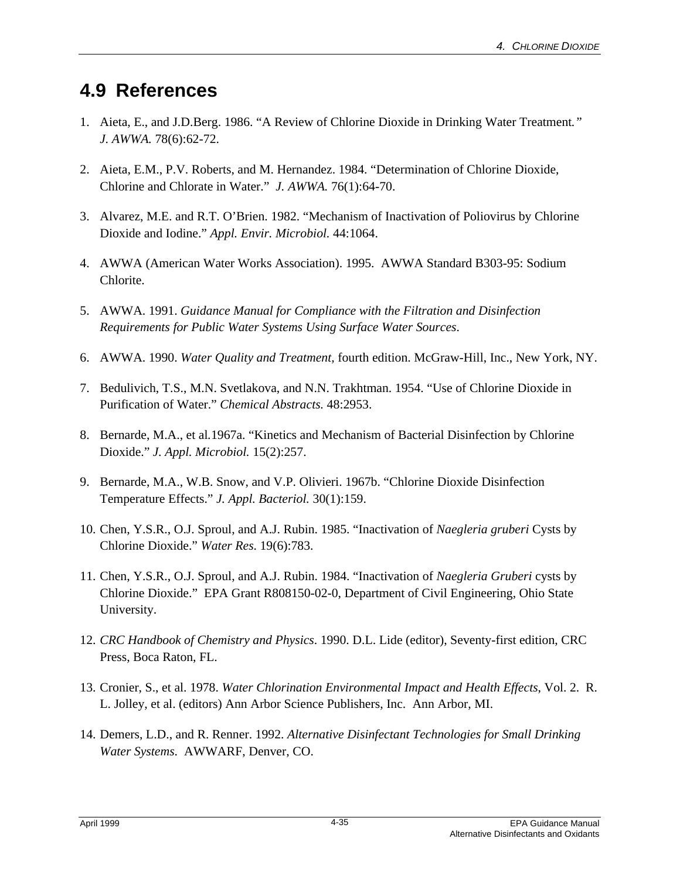## 4.9 References

1. Aieta, E., and J.D.Berg. 1986. "A Review of Chlorine Dioxide in Drinking Water Treatment*." J. AWWA.* 78(6):62-72.

2. Aieta, E.M., P.V. Roberts, and M. Hernandez. 1984. "Determination of Chlorine Dioxide, Chlorine and Chlorate in Water." *J. AWWA.* 76(1):64-70.

3. Alvarez, M.E. and R.T. O'Brien. 1982. "Mechanism of Inactivation of Poliovirus by Chlorine Dioxide and Iodine." *Appl. Envir. Microbiol.* 44:1064.

4. AWWA (American Water Works Association). 1995. AWWA Standard B303-95: Sodium Chlorite.

5. AWWA. 1991. *Guidance Manual for Compliance with the Filtration and Disinfection Requirements for Public Water Systems Using Surface Water Sources*.

6. AWWA. 1990. *Water Quality and Treatment,* fourth edition. McGraw-Hill, Inc., New York, NY.

7. Bedulivich, T.S., M.N. Svetlakova, and N.N. Trakhtman. 1954. "Use of Chlorine Dioxide in Purification of Water." *Chemical Abstracts.* 48:2953.

8. Bernarde, M.A., et al.1967a. "Kinetics and Mechanism of Bacterial Disinfection by Chlorine Dioxide." *J. Appl. Microbiol.* 15(2):257.

9. Bernarde, M.A., W.B. Snow, and V.P. Olivieri. 1967b. "Chlorine Dioxide Disinfection Temperature Effects." *J. Appl. Bacteriol.* 30(1):159.

10. Chen, Y.S.R., O.J. Sproul, and A.J. Rubin. 1985. "Inactivation of *Naegleria gruberi* Cysts by Chlorine Dioxide." *Water Res*. 19(6):783.

11. Chen, Y.S.R., O.J. Sproul, and A.J. Rubin. 1984. "Inactivation of *Naegleria Gruberi* cysts by Chlorine Dioxide." EPA Grant R808150-02-0, Department of Civil Engineering, Ohio State University.

12. *CRC Handbook of Chemistry and Physics*. 1990. D.L. Lide (editor), Seventy-first edition, CRC Press, Boca Raton, FL.

13. Cronier, S., et al. 1978. *Water Chlorination Environmental Impact and Health Effects*, Vol. 2. R. L. Jolley, et al. (editors) Ann Arbor Science Publishers, Inc. Ann Arbor, MI.

14. Demers, L.D., and R. Renner. 1992. *Alternative Disinfectant Technologies for Small Drinking Water Systems*. AWWARF, Denver, CO.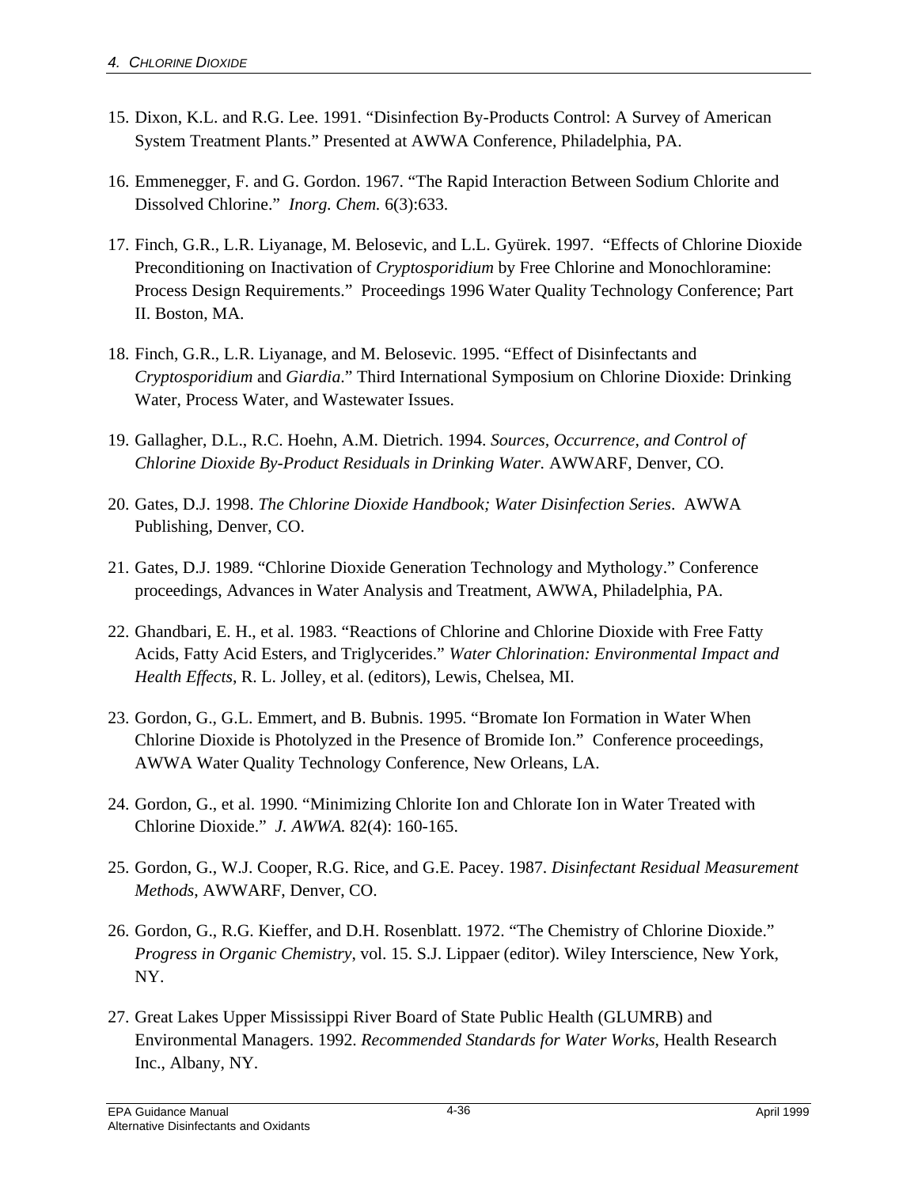15. Dixon, K.L. and R.G. Lee. 1991. "Disinfection By-Products Control: A Survey of American System Treatment Plants." Presented at AWWA Conference, Philadelphia, PA.

16. Emmenegger, F. and G. Gordon. 1967. "The Rapid Interaction Between Sodium Chlorite and Dissolved Chlorine." *Inorg. Chem.* 6(3):633.

17. Finch, G.R., L.R. Liyanage, M. Belosevic, and L.L. Gyürek. 1997. "Effects of Chlorine Dioxide Preconditioning on Inactivation of *Cryptosporidium* by Free Chlorine and Monochloramine: Process Design Requirements." Proceedings 1996 Water Quality Technology Conference; Part II. Boston, MA.

18. Finch, G.R., L.R. Liyanage, and M. Belosevic. 1995. "Effect of Disinfectants and *Cryptosporidium* and *Giardia*." Third International Symposium on Chlorine Dioxide: Drinking Water, Process Water, and Wastewater Issues.

19. Gallagher, D.L., R.C. Hoehn, A.M. Dietrich. 1994. *Sources, Occurrence, and Control of Chlorine Dioxide By-Product Residuals in Drinking Water.* AWWARF, Denver, CO.

20. Gates, D.J. 1998. *The Chlorine Dioxide Handbook; Water Disinfection Series*. AWWA Publishing, Denver, CO.

21. Gates, D.J. 1989. "Chlorine Dioxide Generation Technology and Mythology." Conference proceedings, Advances in Water Analysis and Treatment, AWWA, Philadelphia, PA.

22. Ghandbari, E. H., et al. 1983. "Reactions of Chlorine and Chlorine Dioxide with Free Fatty Acids, Fatty Acid Esters, and Triglycerides." *Water Chlorination: Environmental Impact and Health Effects*, R. L. Jolley, et al. (editors), Lewis, Chelsea, MI.

23. Gordon, G., G.L. Emmert, and B. Bubnis. 1995. "Bromate Ion Formation in Water When Chlorine Dioxide is Photolyzed in the Presence of Bromide Ion." Conference proceedings, AWWA Water Quality Technology Conference, New Orleans, LA.

24. Gordon, G., et al. 1990. "Minimizing Chlorite Ion and Chlorate Ion in Water Treated with Chlorine Dioxide." *J. AWWA.* 82(4): 160-165.

25. Gordon, G., W.J. Cooper, R.G. Rice, and G.E. Pacey. 1987. *Disinfectant Residual Measurement Methods*, AWWARF, Denver, CO.

26. Gordon, G., R.G. Kieffer, and D.H. Rosenblatt. 1972. "The Chemistry of Chlorine Dioxide." *Progress in Organic Chemistry*, vol. 15. S.J. Lippaer (editor). Wiley Interscience, New York, NY.

27. Great Lakes Upper Mississippi River Board of State Public Health (GLUMRB) and Environmental Managers. 1992. *Recommended Standards for Water Works*, Health Research Inc., Albany, NY.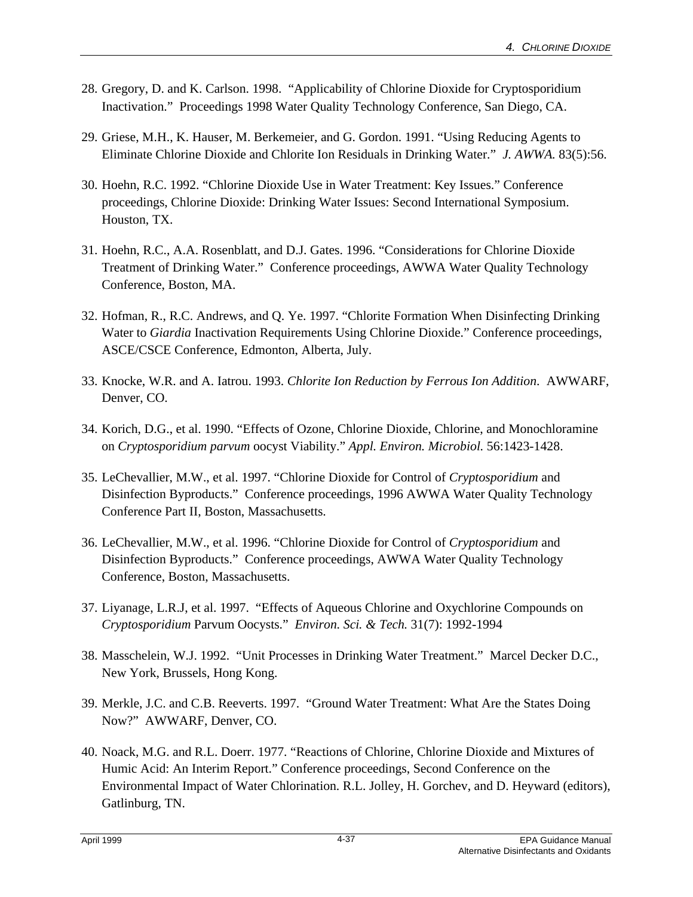28. Gregory, D. and K. Carlson. 1998. "Applicability of Chlorine Dioxide for Cryptosporidium Inactivation." Proceedings 1998 Water Quality Technology Conference, San Diego, CA.

29. Griese, M.H., K. Hauser, M. Berkemeier, and G. Gordon. 1991. "Using Reducing Agents to Eliminate Chlorine Dioxide and Chlorite Ion Residuals in Drinking Water." *J. AWWA.* 83(5):56.

30. Hoehn, R.C. 1992. "Chlorine Dioxide Use in Water Treatment: Key Issues." Conference proceedings, Chlorine Dioxide: Drinking Water Issues: Second International Symposium. Houston, TX.

31. Hoehn, R.C., A.A. Rosenblatt, and D.J. Gates. 1996. "Considerations for Chlorine Dioxide Treatment of Drinking Water." Conference proceedings, AWWA Water Quality Technology Conference, Boston, MA.

32. Hofman, R., R.C. Andrews, and Q. Ye. 1997. "Chlorite Formation When Disinfecting Drinking Water to *Giardia* Inactivation Requirements Using Chlorine Dioxide." Conference proceedings, ASCE/CSCE Conference, Edmonton, Alberta, July.

33. Knocke, W.R. and A. Iatrou. 1993. *Chlorite Ion Reduction by Ferrous Ion Addition*. AWWARF, Denver, CO.

34. Korich, D.G., et al. 1990. "Effects of Ozone, Chlorine Dioxide, Chlorine, and Monochloramine on *Cryptosporidium parvum* oocyst Viability." *Appl. Environ. Microbiol.* 56:1423-1428.

35. LeChevallier, M.W., et al. 1997. "Chlorine Dioxide for Control of *Cryptosporidium* and Disinfection Byproducts." Conference proceedings, 1996 AWWA Water Quality Technology Conference Part II, Boston, Massachusetts.

36. LeChevallier, M.W., et al. 1996. "Chlorine Dioxide for Control of *Cryptosporidium* and Disinfection Byproducts." Conference proceedings, AWWA Water Quality Technology Conference, Boston, Massachusetts.

37. Liyanage, L.R.J, et al. 1997. "Effects of Aqueous Chlorine and Oxychlorine Compounds on *Cryptosporidium* Parvum Oocysts." *Environ. Sci. & Tech.* 31(7): 1992-1994

38. Masschelein, W.J. 1992. "Unit Processes in Drinking Water Treatment." Marcel Decker D.C., New York, Brussels, Hong Kong.

39. Merkle, J.C. and C.B. Reeverts. 1997. "Ground Water Treatment: What Are the States Doing Now?" AWWARF, Denver, CO.

40. Noack, M.G. and R.L. Doerr. 1977. "Reactions of Chlorine, Chlorine Dioxide and Mixtures of Humic Acid: An Interim Report." Conference proceedings, Second Conference on the Environmental Impact of Water Chlorination. R.L. Jolley, H. Gorchev, and D. Heyward (editors), Gatlinburg, TN.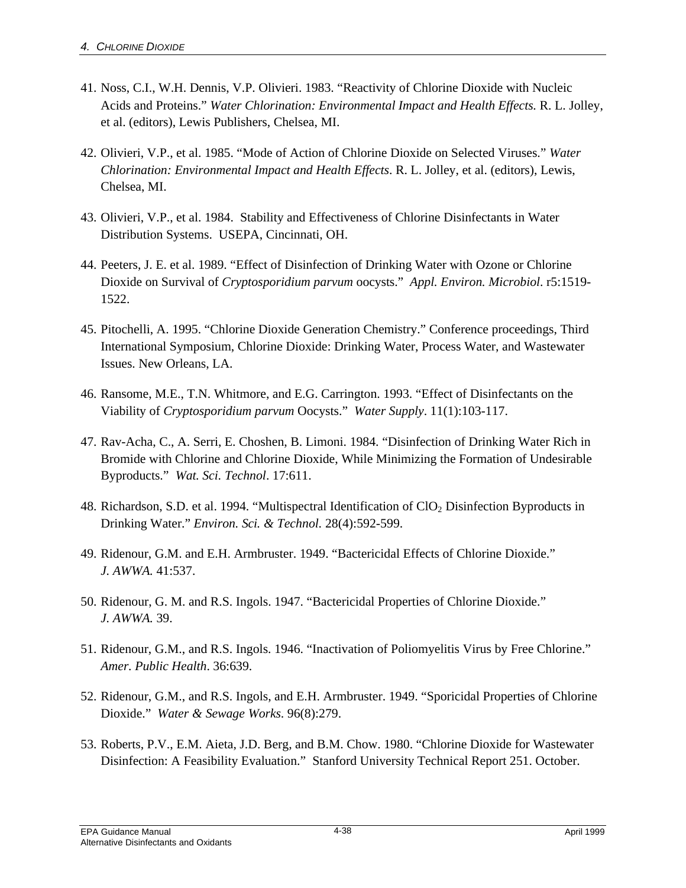41. Noss, C.I., W.H. Dennis, V.P. Olivieri. 1983. “Reactivity of Chlorine Dioxide with Nucleic Acids and Proteins.” *Water Chlorination: Environmental Impact and Health Effects.* R. L. Jolley, et al. (editors), Lewis Publishers, Chelsea, MI.

42. Olivieri, V.P., et al. 1985. “Mode of Action of Chlorine Dioxide on Selected Viruses.” *Water Chlorination: Environmental Impact and Health Effects*. R. L. Jolley, et al. (editors), Lewis, Chelsea, MI.

43. Olivieri, V.P., et al. 1984. Stability and Effectiveness of Chlorine Disinfectants in Water Distribution Systems. USEPA, Cincinnati, OH.

44. Peeters, J. E. et al. 1989. “Effect of Disinfection of Drinking Water with Ozone or Chlorine Dioxide on Survival of *Cryptosporidium parvum* oocysts.” *Appl. Environ. Microbiol*. r5:1519-1522.

45. Pitochelli, A. 1995. “Chlorine Dioxide Generation Chemistry.” Conference proceedings, Third International Symposium, Chlorine Dioxide: Drinking Water, Process Water, and Wastewater Issues. New Orleans, LA.

46. Ransome, M.E., T.N. Whitmore, and E.G. Carrington. 1993. “Effect of Disinfectants on the Viability of *Cryptosporidium parvum* Oocysts.” *Water Supply*. 11(1):103-117.

47. Rav-Acha, C., A. Serri, E. Choshen, B. Limoni. 1984. “Disinfection of Drinking Water Rich in Bromide with Chlorine and Chlorine Dioxide, While Minimizing the Formation of Undesirable Byproducts.” *Wat. Sci. Technol*. 17:611.

48. Richardson, S.D. et al. 1994. “Multispectral Identification of $ClO_2$ Disinfection Byproducts in Drinking Water.” *Environ. Sci. & Technol.* 28(4):592-599.

49. Ridenour, G.M. and E.H. Armbruster. 1949. “Bactericidal Effects of Chlorine Dioxide.” *J. AWWA.* 41:537.

50. Ridenour, G. M. and R.S. Ingols. 1947. “Bactericidal Properties of Chlorine Dioxide.” *J. AWWA.* 39.

51. Ridenour, G.M., and R.S. Ingols. 1946. “Inactivation of Poliomyelitis Virus by Free Chlorine.” *Amer. Public Health*. 36:639.

52. Ridenour, G.M., and R.S. Ingols, and E.H. Armbruster. 1949. “Sporicidal Properties of Chlorine Dioxide.” *Water & Sewage Works*. 96(8):279.

53. Roberts, P.V., E.M. Aieta, J.D. Berg, and B.M. Chow. 1980. “Chlorine Dioxide for Wastewater Disinfection: A Feasibility Evaluation.” Stanford University Technical Report 251. October.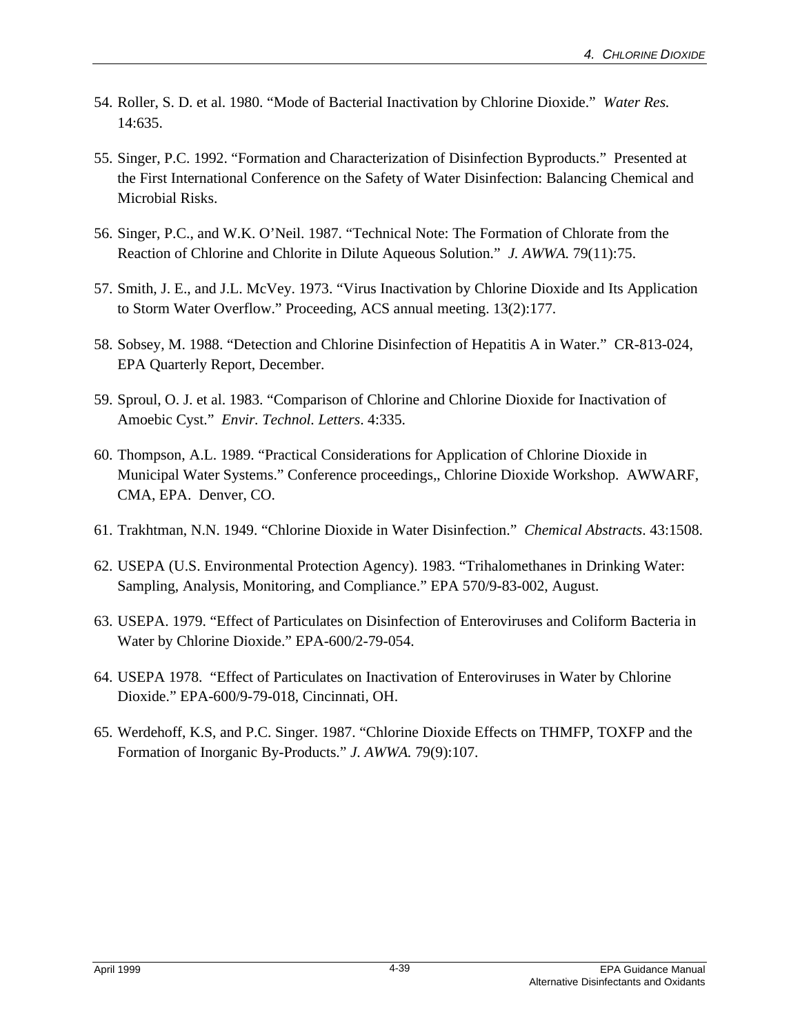54. Roller, S. D. et al. 1980. “Mode of Bacterial Inactivation by Chlorine Dioxide.” *Water Res.* 14:635.

55. Singer, P.C. 1992. “Formation and Characterization of Disinfection Byproducts.” Presented at the First International Conference on the Safety of Water Disinfection: Balancing Chemical and Microbial Risks.

56. Singer, P.C., and W.K. O’Neil. 1987. “Technical Note: The Formation of Chlorate from the Reaction of Chlorine and Chlorite in Dilute Aqueous Solution.” *J. AWWA.* 79(11):75.

57. Smith, J. E., and J.L. McVey. 1973. “Virus Inactivation by Chlorine Dioxide and Its Application to Storm Water Overflow.” Proceeding, ACS annual meeting. 13(2):177.

58. Sobsey, M. 1988. “Detection and Chlorine Disinfection of Hepatitis A in Water.” CR-813-024, EPA Quarterly Report, December.

59. Sproul, O. J. et al. 1983. “Comparison of Chlorine and Chlorine Dioxide for Inactivation of Amoebic Cyst.” *Envir. Technol. Letters*. 4:335.

60. Thompson, A.L. 1989. “Practical Considerations for Application of Chlorine Dioxide in Municipal Water Systems.” Conference proceedings,, Chlorine Dioxide Workshop. AWWARF, CMA, EPA. Denver, CO.

61. Trakhtman, N.N. 1949. “Chlorine Dioxide in Water Disinfection.” *Chemical Abstracts*. 43:1508.

62. USEPA (U.S. Environmental Protection Agency). 1983. “Trihalomethanes in Drinking Water: Sampling, Analysis, Monitoring, and Compliance.” EPA 570/9-83-002, August.

63. USEPA. 1979. “Effect of Particulates on Disinfection of Enteroviruses and Coliform Bacteria in Water by Chlorine Dioxide.” EPA-600/2-79-054.

64. USEPA 1978. “Effect of Particulates on Inactivation of Enteroviruses in Water by Chlorine Dioxide.” EPA-600/9-79-018, Cincinnati, OH.

65. Werdehoff, K.S, and P.C. Singer. 1987. “Chlorine Dioxide Effects on THMFP, TOXFP and the Formation of Inorganic By-Products.” *J. AWWA.* 79(9):107.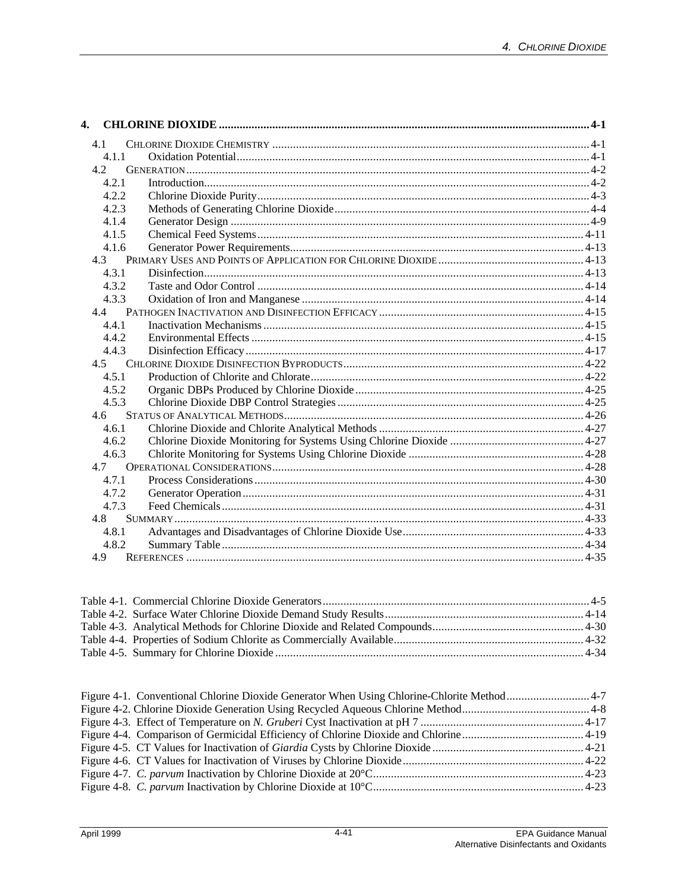| | | |
|---|---|---|
| **4.** | **CHLORINE DIOXIDE** | **4-1** |
| 4.1 | CHLORINE DIOXIDE CHEMISTRY | 4-1 |
| 4.1.1 | Oxidation Potential | 4-1 |
| 4.2 | GENERATION | 4-2 |
| 4.2.1 | Introduction | 4-2 |
| 4.2.2 | Chlorine Dioxide Purity | 4-3 |
| 4.2.3 | Methods of Generating Chlorine Dioxide | 4-4 |
| 4.1.4 | Generator Design | 4-9 |
| 4.1.5 | Chemical Feed Systems | 4-11 |
| 4.1.6 | Generator Power Requirements | 4-13 |
| 4.3 | PRIMARY USES AND POINTS OF APPLICATION FOR CHLORINE DIOXIDE | 4-13 |
| 4.3.1 | Disinfection | 4-13 |
| 4.3.2 | Taste and Odor Control | 4-14 |
| 4.3.3 | Oxidation of Iron and Manganese | 4-14 |
| 4.4 | PATHOGEN INACTIVATION AND DISINFECTION EFFICACY | 4-15 |
| 4.4.1 | Inactivation Mechanisms | 4-15 |
| 4.4.2 | Environmental Effects | 4-15 |
| 4.4.3 | Disinfection Efficacy | 4-17 |
| 4.5 | CHLORINE DIOXIDE DISINFECTION BYPRODUCTS | 4-22 |
| 4.5.1 | Production of Chlorite and Chlorate | 4-22 |
| 4.5.2 | Organic DBPs Produced by Chlorine Dioxide | 4-25 |
| 4.5.3 | Chlorine Dioxide DBP Control Strategies | 4-25 |
| 4.6 | STATUS OF ANALYTICAL METHODS | 4-26 |
| 4.6.1 | Chlorine Dioxide and Chlorite Analytical Methods | 4-27 |
| 4.6.2 | Chlorine Dioxide Monitoring for Systems Using Chlorine Dioxide | 4-27 |
| 4.6.3 | Chlorite Monitoring for Systems Using Chlorine Dioxide | 4-28 |
| 4.7 | OPERATIONAL CONSIDERATIONS | 4-28 |
| 4.7.1 | Process Considerations | 4-30 |
| 4.7.2 | Generator Operation | 4-31 |
| 4.7.3 | Feed Chemicals | 4-31 |
| 4.8 | SUMMARY | 4-33 |
| 4.8.1 | Advantages and Disadvantages of Chlorine Dioxide Use | 4-33 |
| 4.8.2 | Summary Table | 4-34 |
| 4.9 | REFERENCES | 4-35 |

| | |
|---|---|
| Table 4-1. Commercial Chlorine Dioxide Generators | 4-5 |
| Table 4-2. Surface Water Chlorine Dioxide Demand Study Results | 4-14 |
| Table 4-3. Analytical Methods for Chlorine Dioxide and Related Compounds | 4-30 |
| Table 4-4. Properties of Sodium Chlorite as Commercially Available | 4-32 |
| Table 4-5. Summary for Chlorine Dioxide | 4-34 |

| | |
|---|---|
| Figure 4-1. Conventional Chlorine Dioxide Generator When Using Chlorine-Chlorite Method | 4-7 |
| Figure 4-2. Chlorine Dioxide Generation Using Recycled Aqueous Chlorine Method | 4-8 |
| Figure 4-3. Effect of Temperature on *N. Gruberi* Cyst Inactivation at pH 7 | 4-17 |
| Figure 4-4. Comparison of Germicidal Efficiency of Chlorine Dioxide and Chlorine | 4-19 |
| Figure 4-5. CT Values for Inactivation of *Giardia* Cysts by Chlorine Dioxide | 4-21 |
| Figure 4-6. CT Values for Inactivation of Viruses by Chlorine Dioxide | 4-22 |
| Figure 4-7. *C. parvum* Inactivation by Chlorine Dioxide at 20°C | 4-23 |
| Figure 4-8. *C. parvum* Inactivation by Chlorine Dioxide at 10°C | 4-23 |